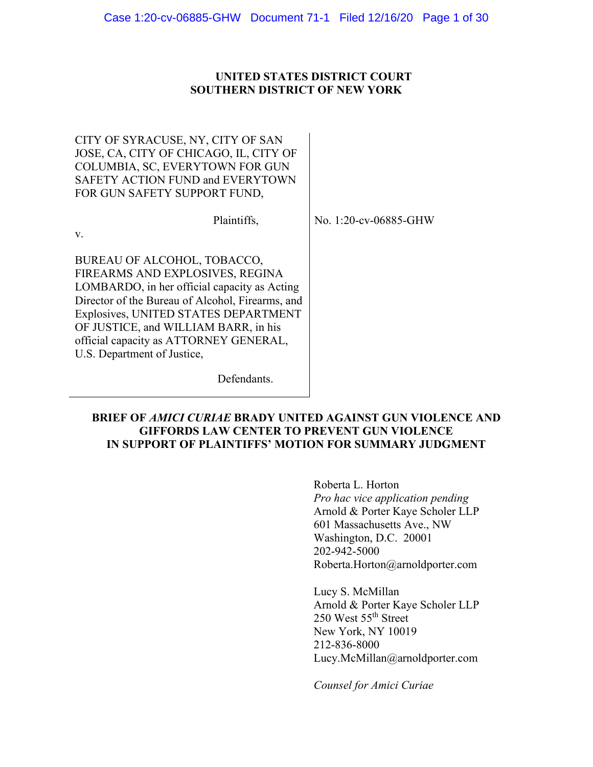**UNITED STATES DISTRICT COURT**
**SOUTHERN DISTRICT OF NEW YORK**

| | |
|---|---|
| CITY OF SYRACUSE, NY, CITY OF SAN JOSE, CA, CITY OF CHICAGO, IL, CITY OF COLUMBIA, SC, EVERYTOWN FOR GUN SAFETY ACTION FUND and EVERYTOWN FOR GUN SAFETY SUPPORT FUND,<br><br>Plaintiffs,<br><br>v.<br><br>BUREAU OF ALCOHOL, TOBACCO, FIREARMS AND EXPLOSIVES, REGINA LOMBARDO, in her official capacity as Acting Director of the Bureau of Alcohol, Firearms, and Explosives, UNITED STATES DEPARTMENT OF JUSTICE, and WILLIAM BARR, in his official capacity as ATTORNEY GENERAL, U.S. Department of Justice,<br><br>Defendants. | No. 1:20-cv-06885-GHW |

**BRIEF OF *AMICI CURIAE* BRADY UNITED AGAINST GUN VIOLENCE AND GIFFORDS LAW CENTER TO PREVENT GUN VIOLENCE IN SUPPORT OF PLAINTIFFS' MOTION FOR SUMMARY JUDGMENT**

Roberta L. Horton
*Pro hac vice application pending*
Arnold & Porter Kaye Scholer LLP
601 Massachusetts Ave., NW
Washington, D.C. 20001
202-942-5000
Roberta.Horton@arnoldporter.com

Lucy S. McMillan
Arnold & Porter Kaye Scholer LLP
250 West 55th Street
New York, NY 10019
212-836-8000
Lucy.McMillan@arnoldporter.com

*Counsel for Amici Curiae*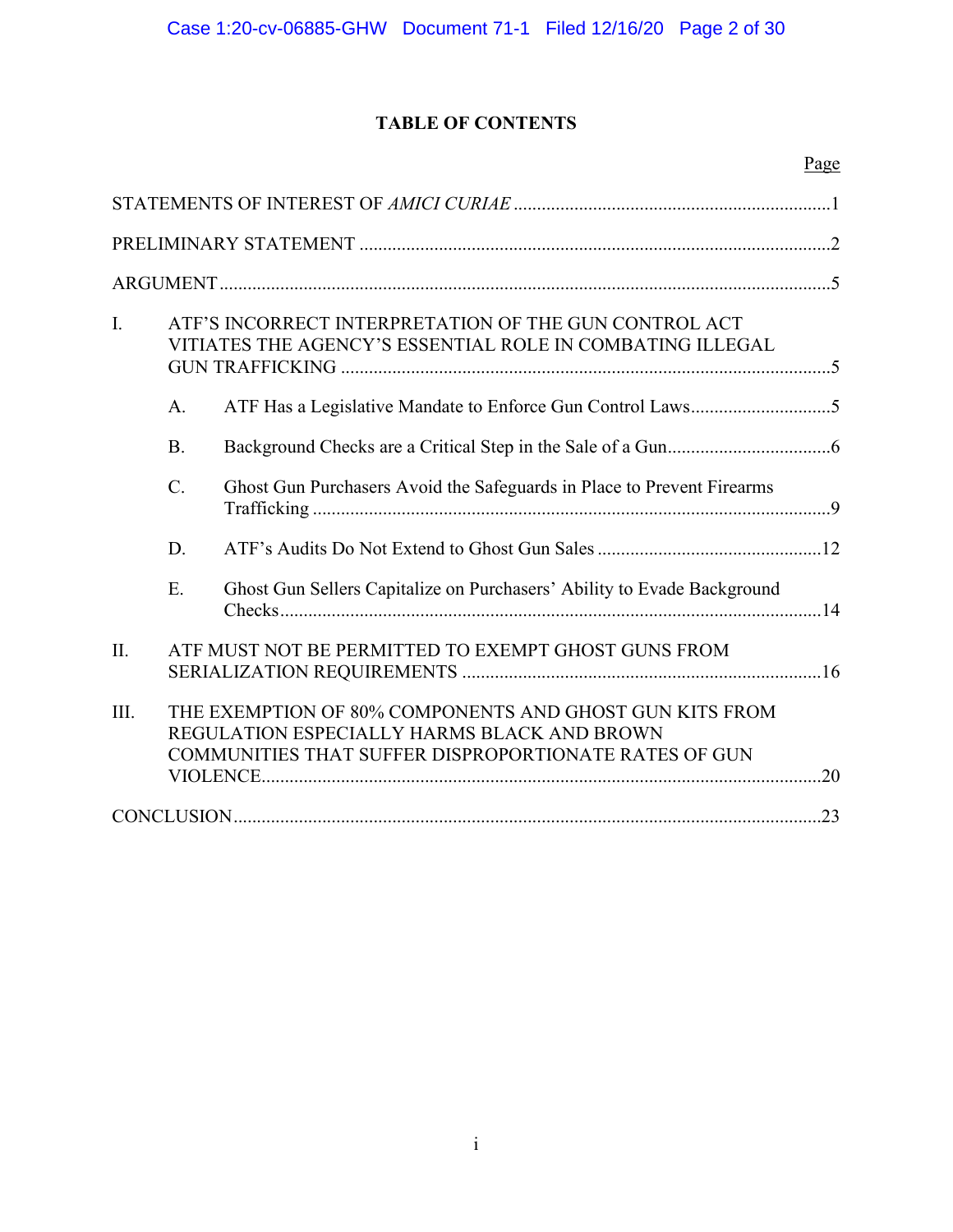# TABLE OF CONTENTS

| | Page |
|---|---|
| STATEMENTS OF INTEREST OF *AMICI CURIAE* | 1 |
| PRELIMINARY STATEMENT | 2 |
| ARGUMENT | 5 |
| I. ATF'S INCORRECT INTERPRETATION OF THE GUN CONTROL ACT VITIATES THE AGENCY'S ESSENTIAL ROLE IN COMBATING ILLEGAL GUN TRAFFICKING | 5 |
| A. ATF Has a Legislative Mandate to Enforce Gun Control Laws | 5 |
| B. Background Checks are a Critical Step in the Sale of a Gun | 6 |
| C. Ghost Gun Purchasers Avoid the Safeguards in Place to Prevent Firearms Trafficking | 9 |
| D. ATF's Audits Do Not Extend to Ghost Gun Sales | 12 |
| E. Ghost Gun Sellers Capitalize on Purchasers' Ability to Evade Background Checks | 14 |
| II. ATF MUST NOT BE PERMITTED TO EXEMPT GHOST GUNS FROM SERIALIZATION REQUIREMENTS | 16 |
| III. THE EXEMPTION OF 80% COMPONENTS AND GHOST GUN KITS FROM REGULATION ESPECIALLY HARMS BLACK AND BROWN COMMUNITIES THAT SUFFER DISPROPORTIONATE RATES OF GUN VIOLENCE | 20 |
| CONCLUSION | 23 |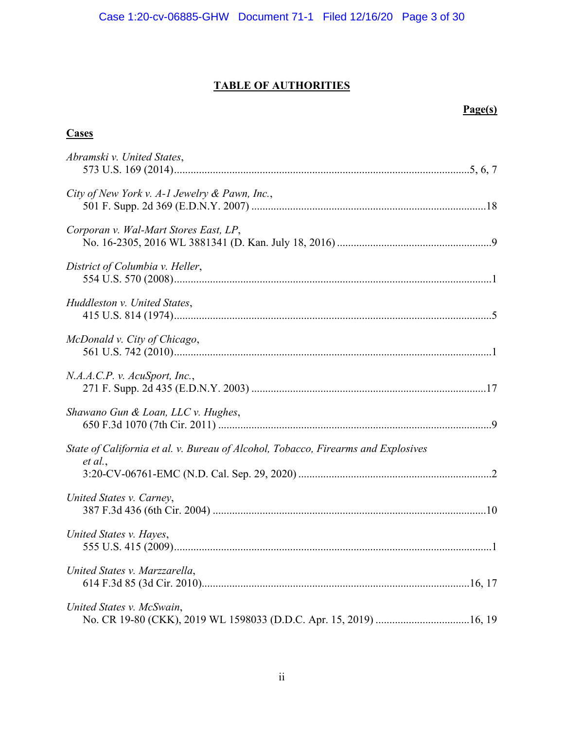# TABLE OF AUTHORITIES

**Page(s)**

## Cases

*Abramski v. United States*,
573 U.S. 169 (2014) ... 5, 6, 7

*City of New York v. A-1 Jewelry & Pawn, Inc.*,
501 F. Supp. 2d 369 (E.D.N.Y. 2007) ... 18

*Corporan v. Wal-Mart Stores East, LP*,
No. 16-2305, 2016 WL 3881341 (D. Kan. July 18, 2016) ... 9

*District of Columbia v. Heller*,
554 U.S. 570 (2008) ... 1

*Huddleston v. United States*,
415 U.S. 814 (1974) ... 5

*McDonald v. City of Chicago*,
561 U.S. 742 (2010) ... 1

*N.A.A.C.P. v. AcuSport, Inc.*,
271 F. Supp. 2d 435 (E.D.N.Y. 2003) ... 17

*Shawano Gun & Loan, LLC v. Hughes*,
650 F.3d 1070 (7th Cir. 2011) ... 9

*State of California et al. v. Bureau of Alcohol, Tobacco, Firearms and Explosives et al.*,
3:20-CV-06761-EMC (N.D. Cal. Sep. 29, 2020) ... 2

*United States v. Carney*,
387 F.3d 436 (6th Cir. 2004) ... 10

*United States v. Hayes*,
555 U.S. 415 (2009) ... 1

*United States v. Marzzarella*,
614 F.3d 85 (3d Cir. 2010) ... 16, 17

*United States v. McSwain*,
No. CR 19-80 (CKK), 2019 WL 1598033 (D.D.C. Apr. 15, 2019) ... 16, 19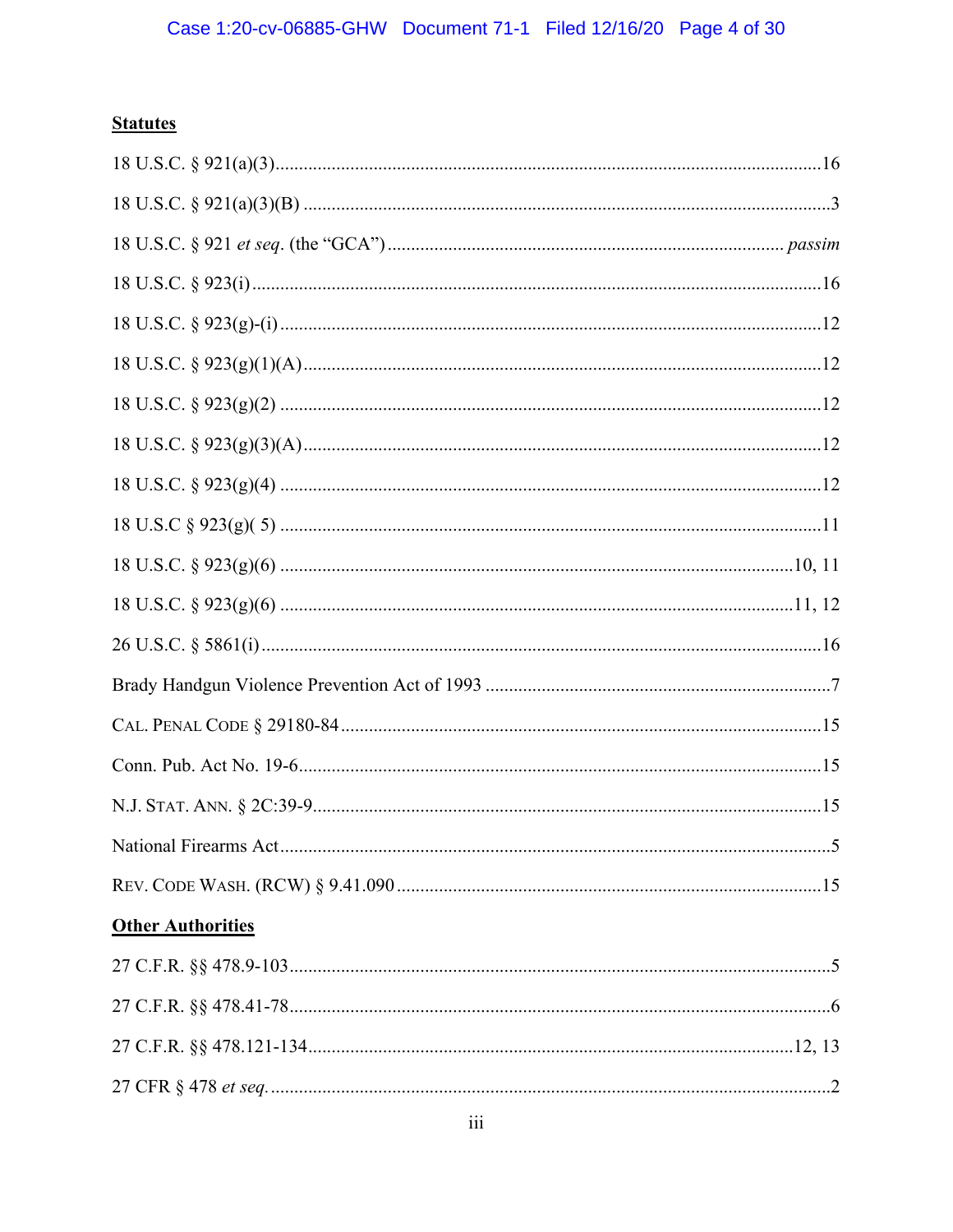**Statutes**

18 U.S.C. § 921(a)(3)....................................................................................................................16

18 U.S.C. § 921(a)(3)(B) ...............................................................................................................3

18 U.S.C. § 921 *et seq*. (the "GCA") .................................................................................... *passim*

18 U.S.C. § 923(i).........................................................................................................................16

18 U.S.C. § 923(g)-(i) ...................................................................................................................12

18 U.S.C. § 923(g)(1)(A)..............................................................................................................12

18 U.S.C. § 923(g)(2) ...................................................................................................................12

18 U.S.C. § 923(g)(3)(A)..............................................................................................................12

18 U.S.C. § 923(g)(4) ...................................................................................................................12

18 U.S.C § 923(g)( 5) ...................................................................................................................11

18 U.S.C. § 923(g)(6) ............................................................................................................10, 11

18 U.S.C. § 923(g)(6) ............................................................................................................11, 12

26 U.S.C. § 5861(i)......................................................................................................................16

Brady Handgun Violence Prevention Act of 1993 ..........................................................................7

CAL. PENAL CODE § 29180-84......................................................................................................15

Conn. Pub. Act No. 19-6...............................................................................................................15

N.J. STAT. ANN. § 2C:39-9...........................................................................................................15

National Firearms Act.....................................................................................................................5

REV. CODE WASH. (RCW) § 9.41.090 ..........................................................................................15

**Other Authorities**

27 C.F.R. §§ 478.9-103..................................................................................................................5

27 C.F.R. §§ 478.41-78...................................................................................................................6

27 C.F.R. §§ 478.121-134.......................................................................................................12, 13

27 CFR § 478 *et seq.* .......................................................................................................................2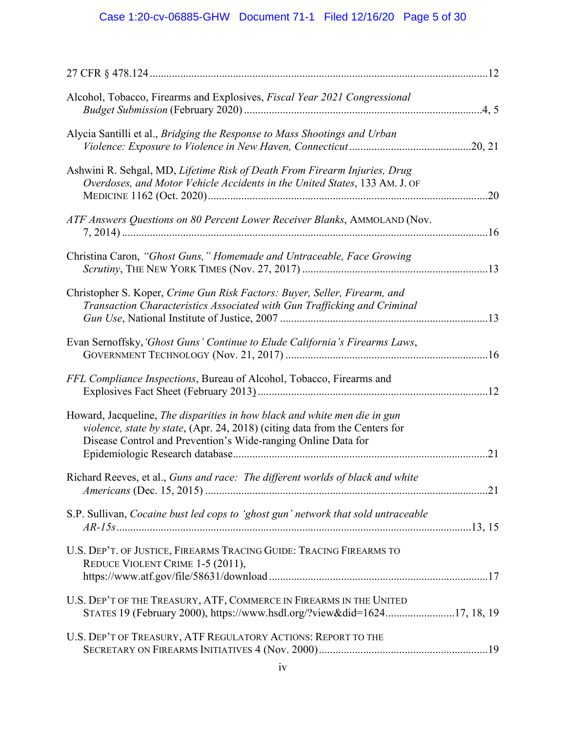27 CFR § 478.124 ........................................................................................................................12

Alcohol, Tobacco, Firearms and Explosives, *Fiscal Year 2021 Congressional Budget Submission* (February 2020) .....................................................................................4, 5

Alycia Santilli et al., *Bridging the Response to Mass Shootings and Urban Violence: Exposure to Violence in New Haven, Connecticut* ...........................................20, 21

Ashwini R. Sehgal, MD, *Lifetime Risk of Death From Firearm Injuries, Drug Overdoses, and Motor Vehicle Accidents in the United States*, 133 AM. J. OF MEDICINE 1162 (Oct. 2020) ....................................................................................................20

*ATF Answers Questions on 80 Percent Lower Receiver Blanks*, AMMOLAND (Nov. 7, 2014) .................................................................................................................................16

Christina Caron, *"Ghost Guns," Homemade and Untraceable, Face Growing Scrutiny*, THE NEW YORK TIMES (Nov. 27, 2017) ..................................................................13

Christopher S. Koper, *Crime Gun Risk Factors: Buyer, Seller, Firearm, and Transaction Characteristics Associated with Gun Trafficking and Criminal Gun Use*, National Institute of Justice, 2007 ..........................................................................13

Evan Sernoffsky, *'Ghost Guns' Continue to Elude California's Firearms Laws*, GOVERNMENT TECHNOLOGY (Nov. 21, 2017) ........................................................................16

*FFL Compliance Inspections*, Bureau of Alcohol, Tobacco, Firearms and Explosives Fact Sheet (February 2013) .................................................................................12

Howard, Jacqueline, *The disparities in how black and white men die in gun violence, state by state*, (Apr. 24, 2018) (citing data from the Centers for Disease Control and Prevention's Wide-ranging Online Data for Epidemiologic Research database..........................................................................................21

Richard Reeves, et al., *Guns and race: The different worlds of black and white Americans* (Dec. 15, 2015) ....................................................................................................21

S.P. Sullivan, *Cocaine bust led cops to 'ghost gun' network that sold untraceable AR-15s*...............................................................................................................................13, 15

U.S. DEP'T. OF JUSTICE, FIREARMS TRACING GUIDE: TRACING FIREARMS TO REDUCE VIOLENT CRIME 1-5 (2011), https://www.atf.gov/file/58631/download ..............................................................................17

U.S. DEP'T OF THE TREASURY, ATF, COMMERCE IN FIREARMS IN THE UNITED STATES 19 (February 2000), https://www.hsdl.org/?view&did=1624.........................17, 18, 19

U.S. DEP'T OF TREASURY, ATF REGULATORY ACTIONS: REPORT TO THE SECRETARY ON FIREARMS INITIATIVES 4 (Nov. 2000)............................................................19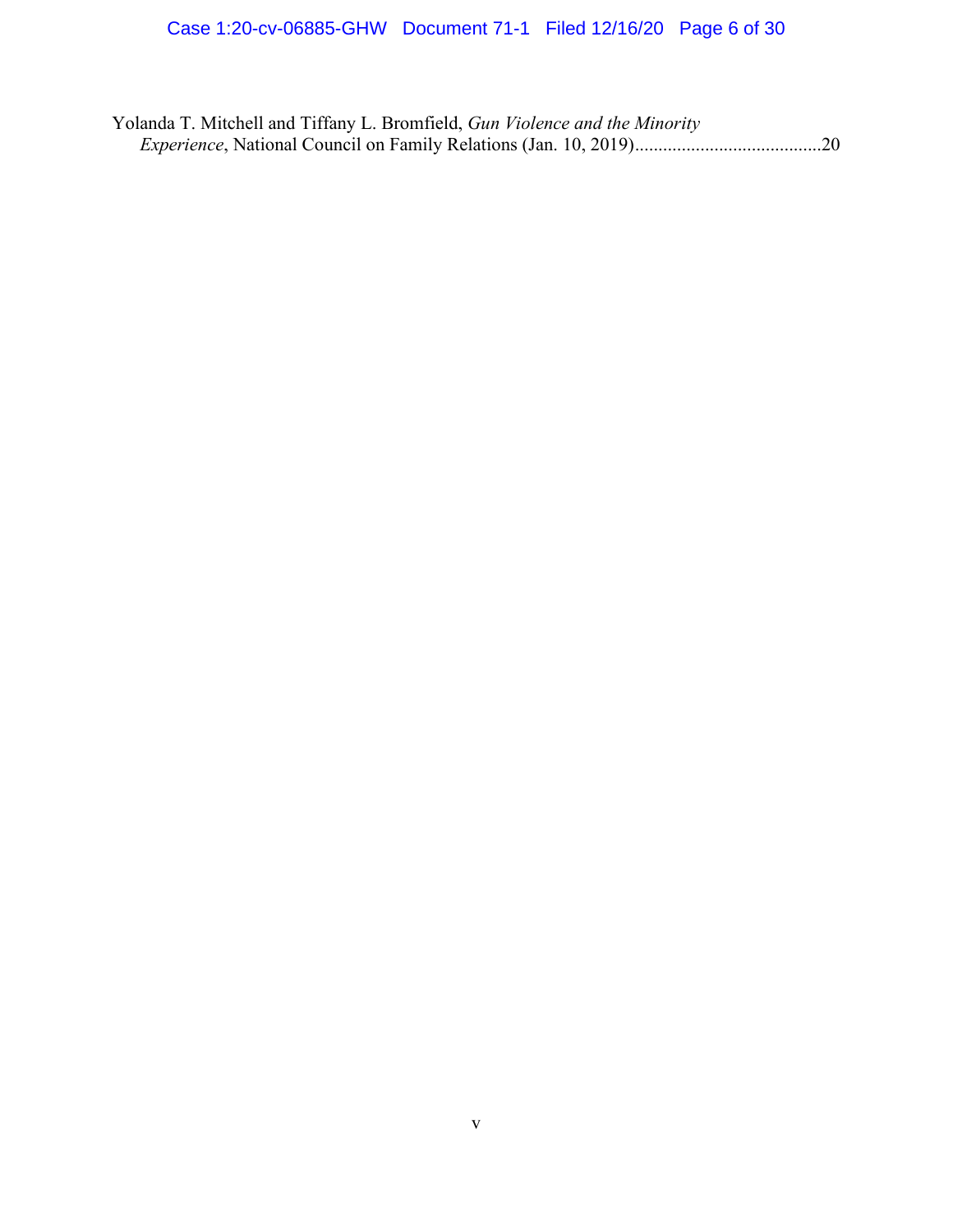Yolanda T. Mitchell and Tiffany L. Bromfield, *Gun Violence and the Minority Experience*, National Council on Family Relations (Jan. 10, 2019)........................................20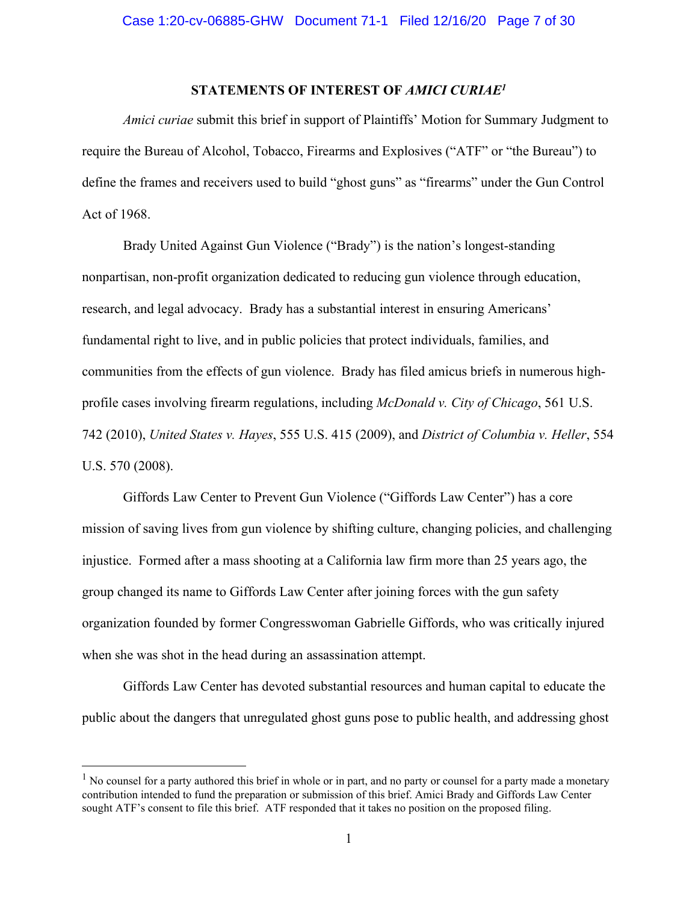## STATEMENTS OF INTEREST OF *AMICI CURIAE*[1]

*Amici curiae* submit this brief in support of Plaintiffs' Motion for Summary Judgment to require the Bureau of Alcohol, Tobacco, Firearms and Explosives ("ATF" or "the Bureau") to define the frames and receivers used to build "ghost guns" as "firearms" under the Gun Control Act of 1968.

Brady United Against Gun Violence ("Brady") is the nation's longest-standing nonpartisan, non-profit organization dedicated to reducing gun violence through education, research, and legal advocacy. Brady has a substantial interest in ensuring Americans' fundamental right to live, and in public policies that protect individuals, families, and communities from the effects of gun violence. Brady has filed amicus briefs in numerous high-profile cases involving firearm regulations, including *McDonald v. City of Chicago*, 561 U.S. 742 (2010), *United States v. Hayes*, 555 U.S. 415 (2009), and *District of Columbia v. Heller*, 554 U.S. 570 (2008).

Giffords Law Center to Prevent Gun Violence ("Giffords Law Center") has a core mission of saving lives from gun violence by shifting culture, changing policies, and challenging injustice. Formed after a mass shooting at a California law firm more than 25 years ago, the group changed its name to Giffords Law Center after joining forces with the gun safety organization founded by former Congresswoman Gabrielle Giffords, who was critically injured when she was shot in the head during an assassination attempt.

Giffords Law Center has devoted substantial resources and human capital to educate the public about the dangers that unregulated ghost guns pose to public health, and addressing ghost

---

[1] No counsel for a party authored this brief in whole or in part, and no party or counsel for a party made a monetary contribution intended to fund the preparation or submission of this brief. Amici Brady and Giffords Law Center sought ATF's consent to file this brief. ATF responded that it takes no position on the proposed filing.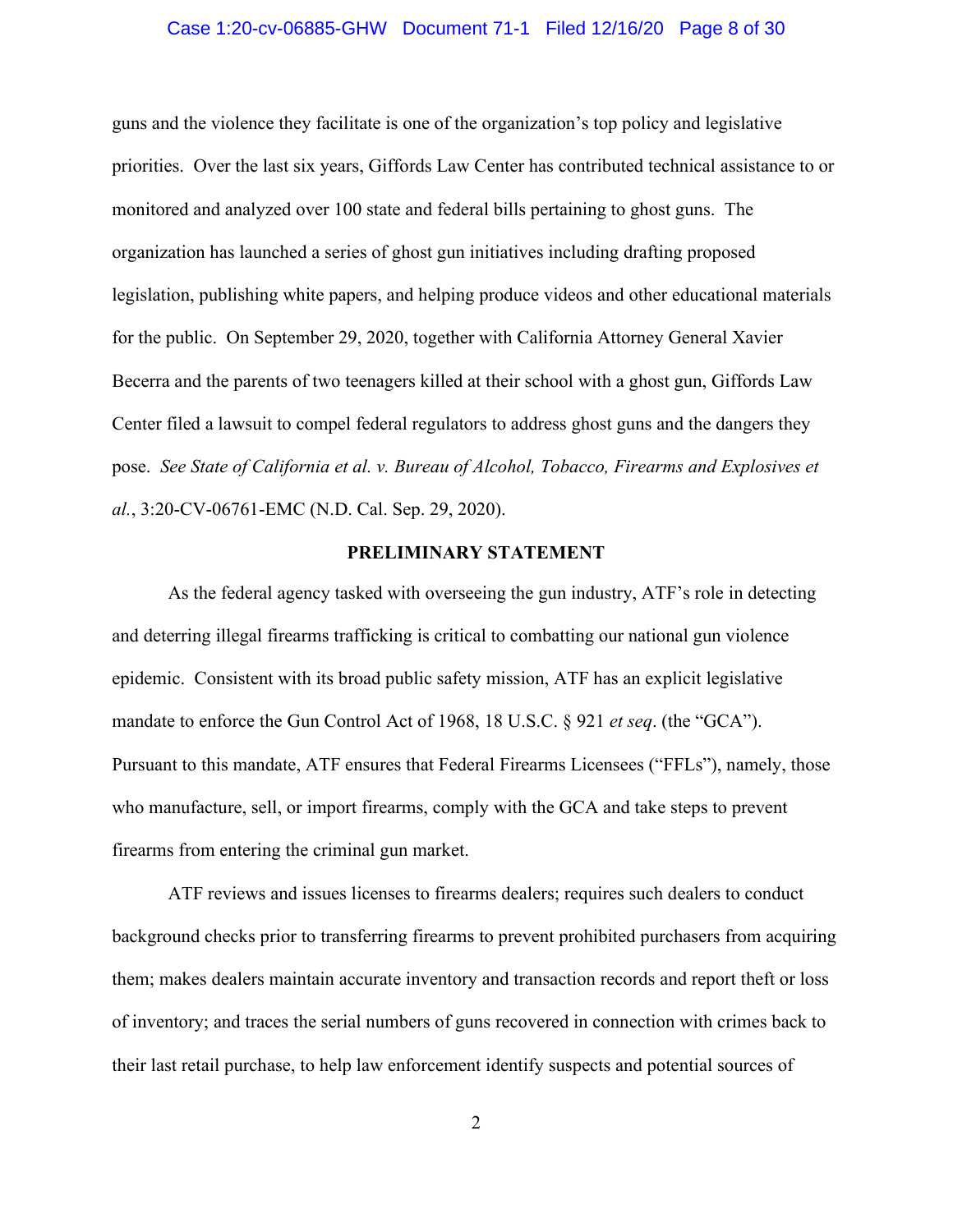guns and the violence they facilitate is one of the organization's top policy and legislative priorities. Over the last six years, Giffords Law Center has contributed technical assistance to or monitored and analyzed over 100 state and federal bills pertaining to ghost guns. The organization has launched a series of ghost gun initiatives including drafting proposed legislation, publishing white papers, and helping produce videos and other educational materials for the public. On September 29, 2020, together with California Attorney General Xavier Becerra and the parents of two teenagers killed at their school with a ghost gun, Giffords Law Center filed a lawsuit to compel federal regulators to address ghost guns and the dangers they pose. *See State of California et al. v. Bureau of Alcohol, Tobacco, Firearms and Explosives et al.*, 3:20-CV-06761-EMC (N.D. Cal. Sep. 29, 2020).

## PRELIMINARY STATEMENT

As the federal agency tasked with overseeing the gun industry, ATF's role in detecting and deterring illegal firearms trafficking is critical to combatting our national gun violence epidemic. Consistent with its broad public safety mission, ATF has an explicit legislative mandate to enforce the Gun Control Act of 1968, 18 U.S.C. § 921 *et seq*. (the "GCA"). Pursuant to this mandate, ATF ensures that Federal Firearms Licensees ("FFLs"), namely, those who manufacture, sell, or import firearms, comply with the GCA and take steps to prevent firearms from entering the criminal gun market.

ATF reviews and issues licenses to firearms dealers; requires such dealers to conduct background checks prior to transferring firearms to prevent prohibited purchasers from acquiring them; makes dealers maintain accurate inventory and transaction records and report theft or loss of inventory; and traces the serial numbers of guns recovered in connection with crimes back to their last retail purchase, to help law enforcement identify suspects and potential sources of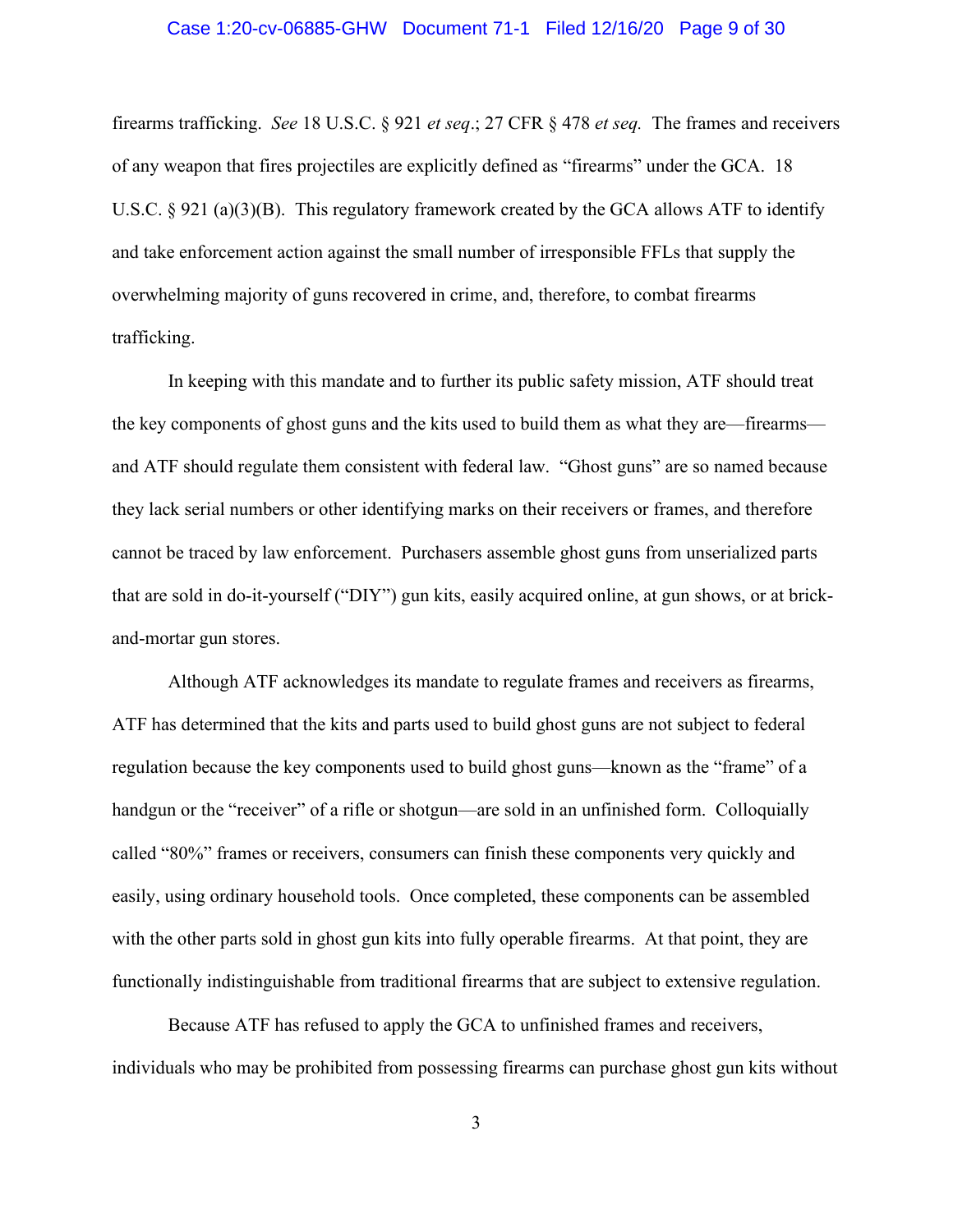firearms trafficking. *See* 18 U.S.C. § 921 *et seq*.; 27 CFR § 478 *et seq.* The frames and receivers of any weapon that fires projectiles are explicitly defined as "firearms" under the GCA. 18 U.S.C. § 921 (a)(3)(B). This regulatory framework created by the GCA allows ATF to identify and take enforcement action against the small number of irresponsible FFLs that supply the overwhelming majority of guns recovered in crime, and, therefore, to combat firearms trafficking.

In keeping with this mandate and to further its public safety mission, ATF should treat the key components of ghost guns and the kits used to build them as what they are—firearms—and ATF should regulate them consistent with federal law. "Ghost guns" are so named because they lack serial numbers or other identifying marks on their receivers or frames, and therefore cannot be traced by law enforcement. Purchasers assemble ghost guns from unserialized parts that are sold in do-it-yourself ("DIY") gun kits, easily acquired online, at gun shows, or at brick-and-mortar gun stores.

Although ATF acknowledges its mandate to regulate frames and receivers as firearms, ATF has determined that the kits and parts used to build ghost guns are not subject to federal regulation because the key components used to build ghost guns—known as the "frame" of a handgun or the "receiver" of a rifle or shotgun—are sold in an unfinished form. Colloquially called "80%" frames or receivers, consumers can finish these components very quickly and easily, using ordinary household tools. Once completed, these components can be assembled with the other parts sold in ghost gun kits into fully operable firearms. At that point, they are functionally indistinguishable from traditional firearms that are subject to extensive regulation.

Because ATF has refused to apply the GCA to unfinished frames and receivers, individuals who may be prohibited from possessing firearms can purchase ghost gun kits without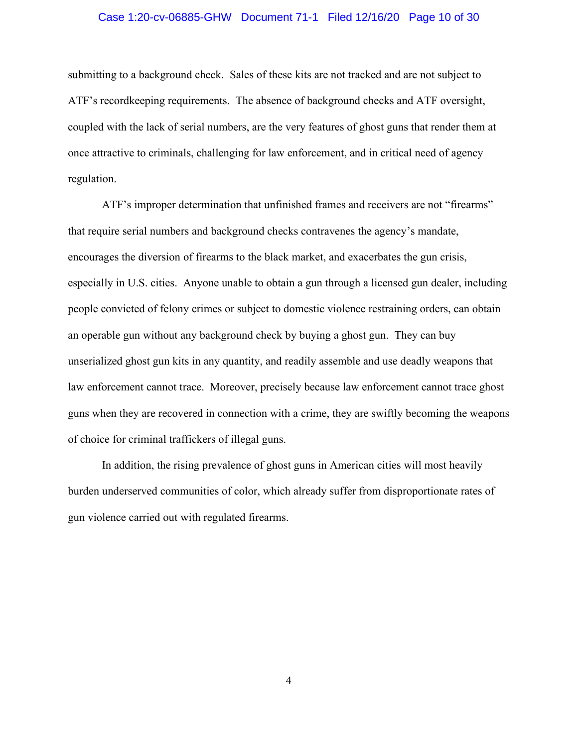submitting to a background check. Sales of these kits are not tracked and are not subject to ATF's recordkeeping requirements. The absence of background checks and ATF oversight, coupled with the lack of serial numbers, are the very features of ghost guns that render them at once attractive to criminals, challenging for law enforcement, and in critical need of agency regulation.

ATF's improper determination that unfinished frames and receivers are not "firearms" that require serial numbers and background checks contravenes the agency's mandate, encourages the diversion of firearms to the black market, and exacerbates the gun crisis, especially in U.S. cities. Anyone unable to obtain a gun through a licensed gun dealer, including people convicted of felony crimes or subject to domestic violence restraining orders, can obtain an operable gun without any background check by buying a ghost gun. They can buy unserialized ghost gun kits in any quantity, and readily assemble and use deadly weapons that law enforcement cannot trace. Moreover, precisely because law enforcement cannot trace ghost guns when they are recovered in connection with a crime, they are swiftly becoming the weapons of choice for criminal traffickers of illegal guns.

In addition, the rising prevalence of ghost guns in American cities will most heavily burden underserved communities of color, which already suffer from disproportionate rates of gun violence carried out with regulated firearms.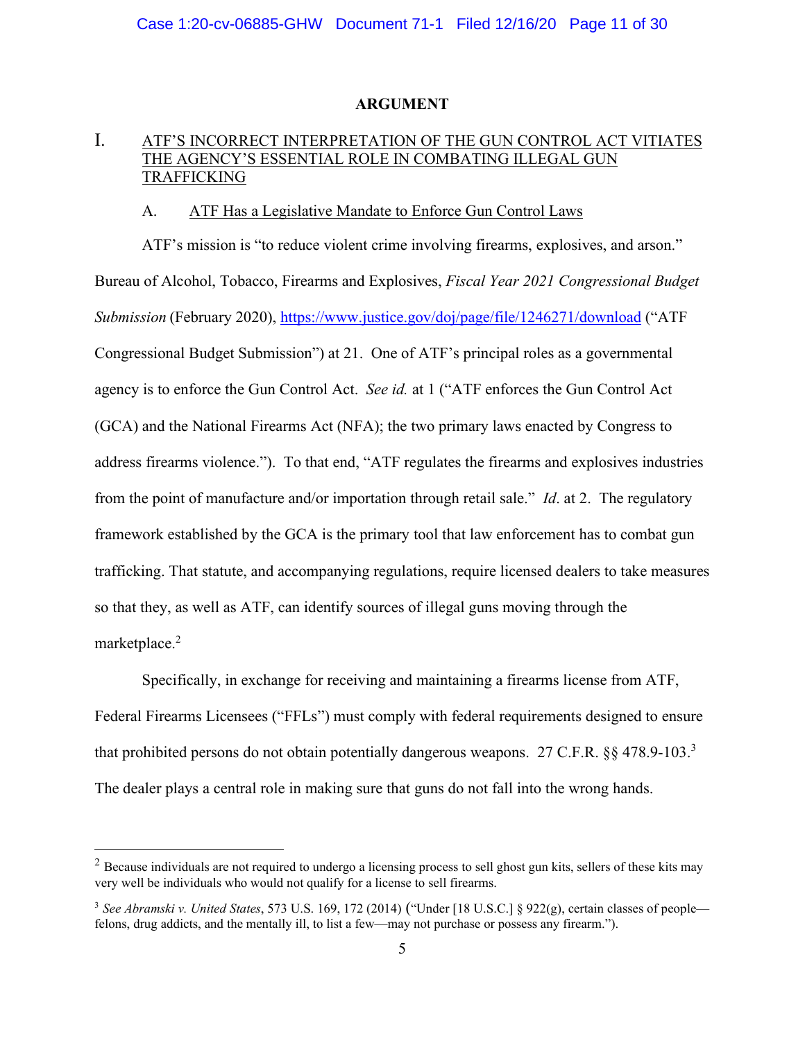# ARGUMENT

## I. ATF'S INCORRECT INTERPRETATION OF THE GUN CONTROL ACT VITIATES THE AGENCY'S ESSENTIAL ROLE IN COMBATING ILLEGAL GUN TRAFFICKING

### A. ATF Has a Legislative Mandate to Enforce Gun Control Laws

ATF's mission is "to reduce violent crime involving firearms, explosives, and arson." Bureau of Alcohol, Tobacco, Firearms and Explosives, *Fiscal Year 2021 Congressional Budget Submission* (February 2020), https://www.justice.gov/doj/page/file/1246271/download ("ATF Congressional Budget Submission") at 21. One of ATF's principal roles as a governmental agency is to enforce the Gun Control Act. *See id.* at 1 ("ATF enforces the Gun Control Act (GCA) and the National Firearms Act (NFA); the two primary laws enacted by Congress to address firearms violence."). To that end, "ATF regulates the firearms and explosives industries from the point of manufacture and/or importation through retail sale." *Id*. at 2. The regulatory framework established by the GCA is the primary tool that law enforcement has to combat gun trafficking. That statute, and accompanying regulations, require licensed dealers to take measures so that they, as well as ATF, can identify sources of illegal guns moving through the marketplace.[2]

Specifically, in exchange for receiving and maintaining a firearms license from ATF, Federal Firearms Licensees ("FFLs") must comply with federal requirements designed to ensure that prohibited persons do not obtain potentially dangerous weapons. 27 C.F.R. §§ 478.9-103.[3] The dealer plays a central role in making sure that guns do not fall into the wrong hands.

---

[2] Because individuals are not required to undergo a licensing process to sell ghost gun kits, sellers of these kits may very well be individuals who would not qualify for a license to sell firearms.

[3] *See Abramski v. United States*, 573 U.S. 169, 172 (2014) ("Under [18 U.S.C.] § 922(g), certain classes of people—felons, drug addicts, and the mentally ill, to list a few—may not purchase or possess any firearm.").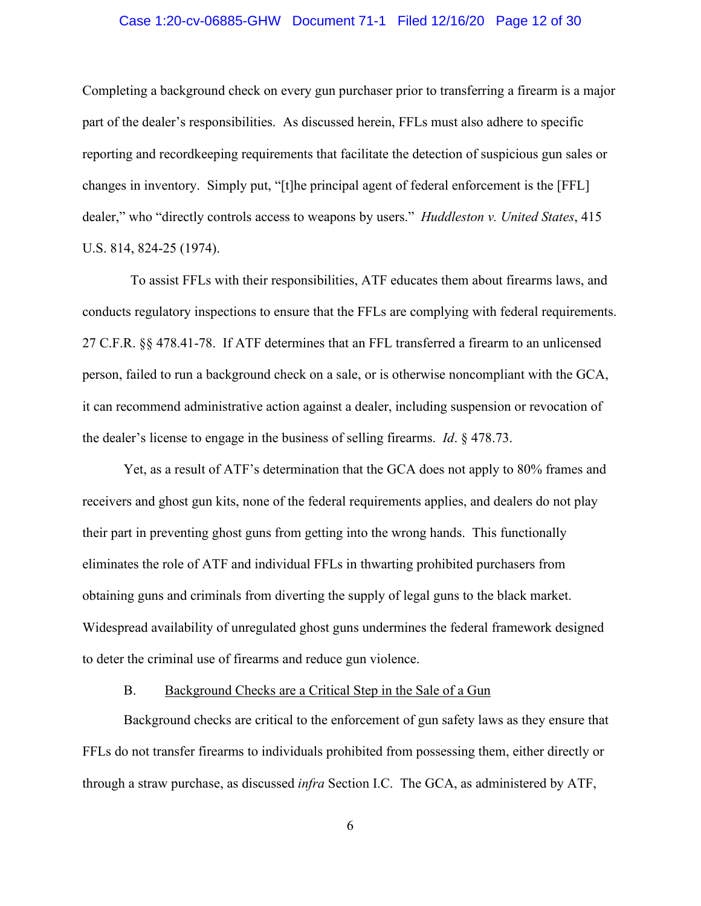Completing a background check on every gun purchaser prior to transferring a firearm is a major part of the dealer's responsibilities. As discussed herein, FFLs must also adhere to specific reporting and recordkeeping requirements that facilitate the detection of suspicious gun sales or changes in inventory. Simply put, "[t]he principal agent of federal enforcement is the [FFL] dealer," who "directly controls access to weapons by users." *Huddleston v. United States*, 415 U.S. 814, 824-25 (1974).

To assist FFLs with their responsibilities, ATF educates them about firearms laws, and conducts regulatory inspections to ensure that the FFLs are complying with federal requirements. 27 C.F.R. §§ 478.41-78. If ATF determines that an FFL transferred a firearm to an unlicensed person, failed to run a background check on a sale, or is otherwise noncompliant with the GCA, it can recommend administrative action against a dealer, including suspension or revocation of the dealer's license to engage in the business of selling firearms. *Id*. § 478.73.

Yet, as a result of ATF's determination that the GCA does not apply to 80% frames and receivers and ghost gun kits, none of the federal requirements applies, and dealers do not play their part in preventing ghost guns from getting into the wrong hands. This functionally eliminates the role of ATF and individual FFLs in thwarting prohibited purchasers from obtaining guns and criminals from diverting the supply of legal guns to the black market. Widespread availability of unregulated ghost guns undermines the federal framework designed to deter the criminal use of firearms and reduce gun violence.

B. Background Checks are a Critical Step in the Sale of a Gun

Background checks are critical to the enforcement of gun safety laws as they ensure that FFLs do not transfer firearms to individuals prohibited from possessing them, either directly or through a straw purchase, as discussed *infra* Section I.C. The GCA, as administered by ATF,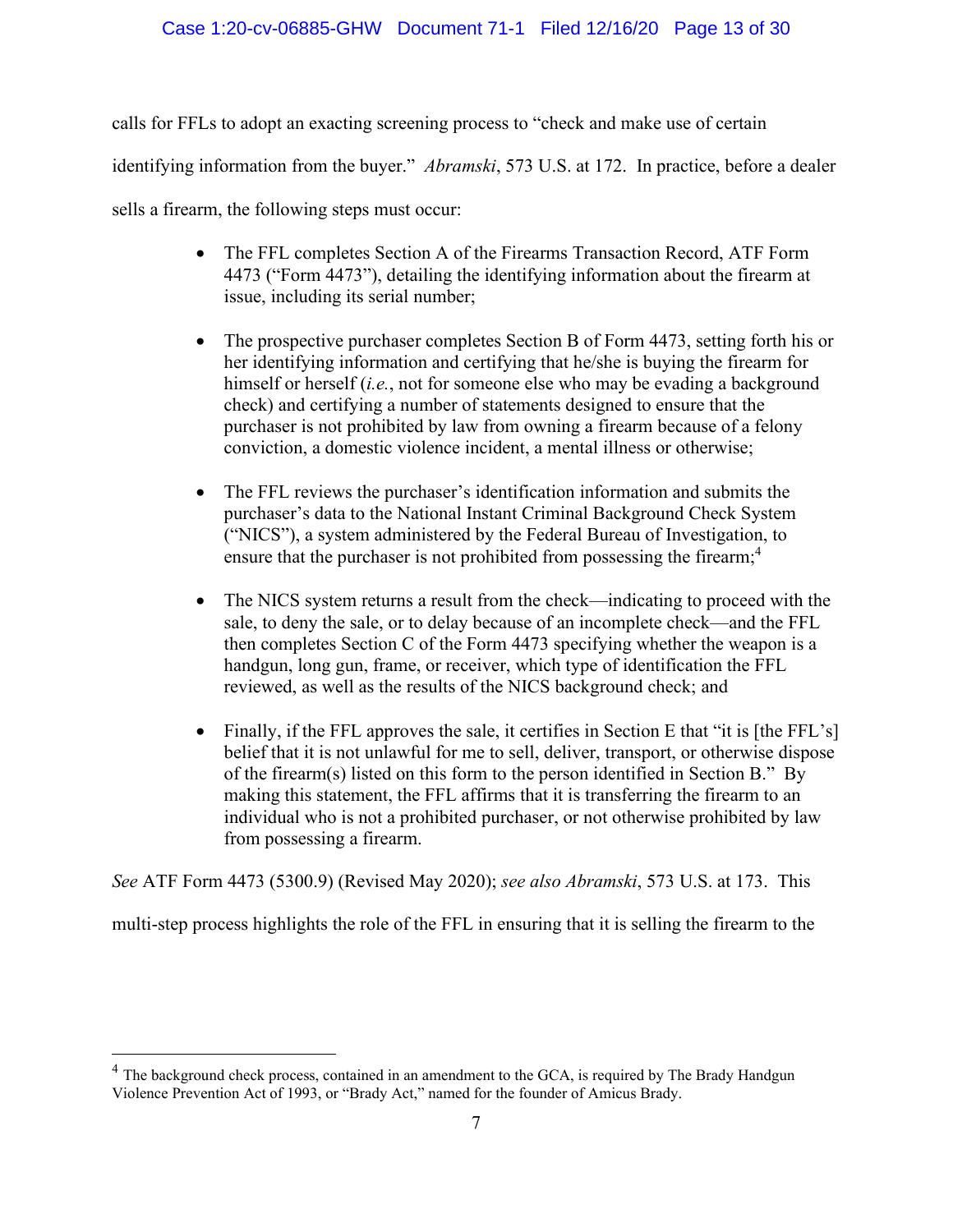calls for FFLs to adopt an exacting screening process to "check and make use of certain identifying information from the buyer." *Abramski*, 573 U.S. at 172. In practice, before a dealer sells a firearm, the following steps must occur:

- The FFL completes Section A of the Firearms Transaction Record, ATF Form 4473 ("Form 4473"), detailing the identifying information about the firearm at issue, including its serial number;

- The prospective purchaser completes Section B of Form 4473, setting forth his or her identifying information and certifying that he/she is buying the firearm for himself or herself (*i.e.*, not for someone else who may be evading a background check) and certifying a number of statements designed to ensure that the purchaser is not prohibited by law from owning a firearm because of a felony conviction, a domestic violence incident, a mental illness or otherwise;

- The FFL reviews the purchaser's identification information and submits the purchaser's data to the National Instant Criminal Background Check System ("NICS"), a system administered by the Federal Bureau of Investigation, to ensure that the purchaser is not prohibited from possessing the firearm;[4]

- The NICS system returns a result from the check—indicating to proceed with the sale, to deny the sale, or to delay because of an incomplete check—and the FFL then completes Section C of the Form 4473 specifying whether the weapon is a handgun, long gun, frame, or receiver, which type of identification the FFL reviewed, as well as the results of the NICS background check; and

- Finally, if the FFL approves the sale, it certifies in Section E that "it is [the FFL's] belief that it is not unlawful for me to sell, deliver, transport, or otherwise dispose of the firearm(s) listed on this form to the person identified in Section B." By making this statement, the FFL affirms that it is transferring the firearm to an individual who is not a prohibited purchaser, or not otherwise prohibited by law from possessing a firearm.

*See* ATF Form 4473 (5300.9) (Revised May 2020); *see also Abramski*, 573 U.S. at 173. This multi-step process highlights the role of the FFL in ensuring that it is selling the firearm to the

---

[4] The background check process, contained in an amendment to the GCA, is required by The Brady Handgun Violence Prevention Act of 1993, or "Brady Act," named for the founder of Amicus Brady.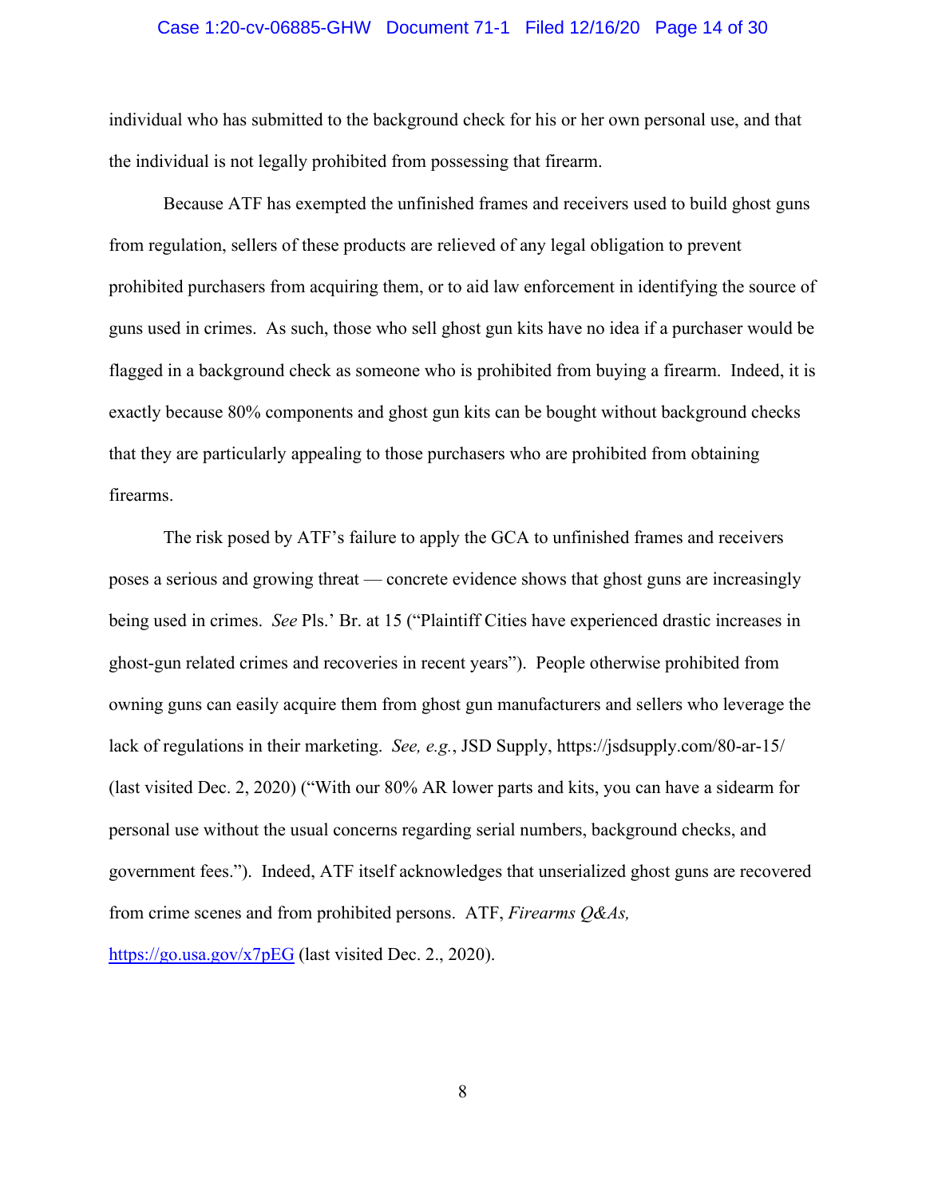individual who has submitted to the background check for his or her own personal use, and that the individual is not legally prohibited from possessing that firearm.

Because ATF has exempted the unfinished frames and receivers used to build ghost guns from regulation, sellers of these products are relieved of any legal obligation to prevent prohibited purchasers from acquiring them, or to aid law enforcement in identifying the source of guns used in crimes. As such, those who sell ghost gun kits have no idea if a purchaser would be flagged in a background check as someone who is prohibited from buying a firearm. Indeed, it is exactly because 80% components and ghost gun kits can be bought without background checks that they are particularly appealing to those purchasers who are prohibited from obtaining firearms.

The risk posed by ATF's failure to apply the GCA to unfinished frames and receivers poses a serious and growing threat — concrete evidence shows that ghost guns are increasingly being used in crimes. *See* Pls.' Br. at 15 ("Plaintiff Cities have experienced drastic increases in ghost-gun related crimes and recoveries in recent years"). People otherwise prohibited from owning guns can easily acquire them from ghost gun manufacturers and sellers who leverage the lack of regulations in their marketing. *See, e.g.*, JSD Supply, https://jsdsupply.com/80-ar-15/ (last visited Dec. 2, 2020) ("With our 80% AR lower parts and kits, you can have a sidearm for personal use without the usual concerns regarding serial numbers, background checks, and government fees."). Indeed, ATF itself acknowledges that unserialized ghost guns are recovered from crime scenes and from prohibited persons. ATF, *Firearms Q&As,* https://go.usa.gov/x7pEG (last visited Dec. 2., 2020).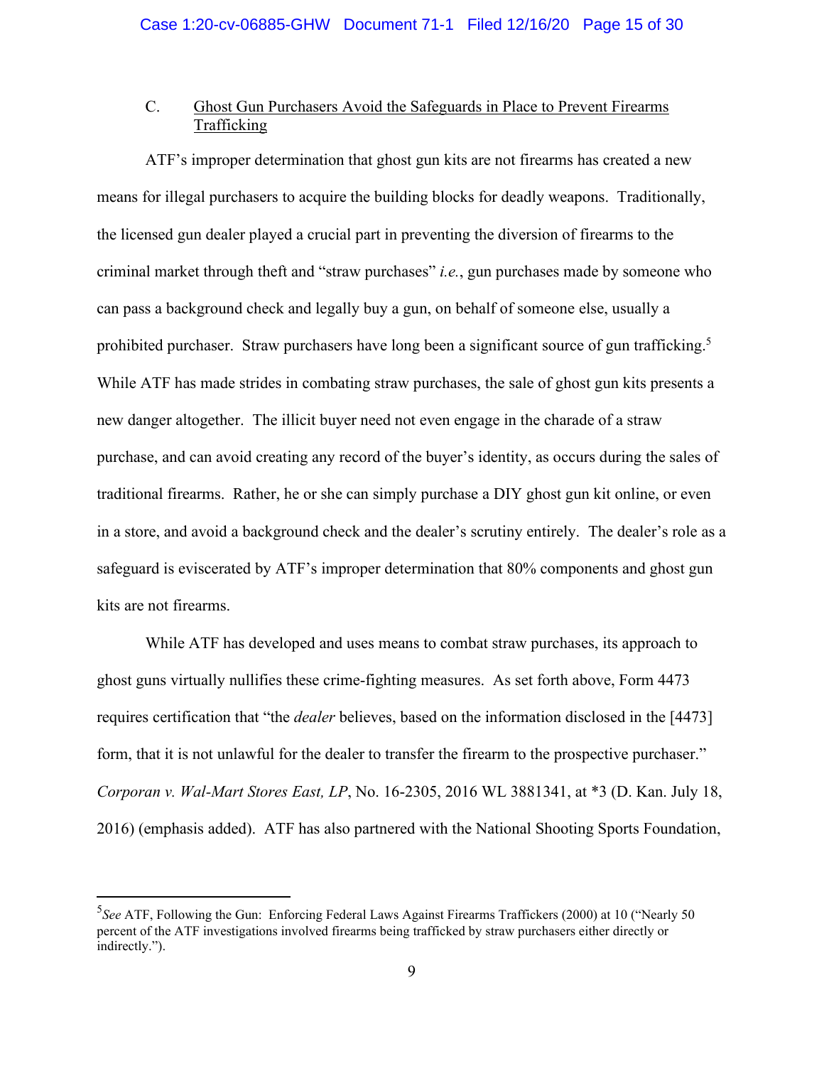### C. Ghost Gun Purchasers Avoid the Safeguards in Place to Prevent Firearms Trafficking

ATF's improper determination that ghost gun kits are not firearms has created a new means for illegal purchasers to acquire the building blocks for deadly weapons. Traditionally, the licensed gun dealer played a crucial part in preventing the diversion of firearms to the criminal market through theft and "straw purchases" *i.e.*, gun purchases made by someone who can pass a background check and legally buy a gun, on behalf of someone else, usually a prohibited purchaser. Straw purchasers have long been a significant source of gun trafficking.[5] While ATF has made strides in combating straw purchases, the sale of ghost gun kits presents a new danger altogether. The illicit buyer need not even engage in the charade of a straw purchase, and can avoid creating any record of the buyer's identity, as occurs during the sales of traditional firearms. Rather, he or she can simply purchase a DIY ghost gun kit online, or even in a store, and avoid a background check and the dealer's scrutiny entirely. The dealer's role as a safeguard is eviscerated by ATF's improper determination that 80% components and ghost gun kits are not firearms.

While ATF has developed and uses means to combat straw purchases, its approach to ghost guns virtually nullifies these crime-fighting measures. As set forth above, Form 4473 requires certification that "the *dealer* believes, based on the information disclosed in the [4473] form, that it is not unlawful for the dealer to transfer the firearm to the prospective purchaser." *Corporan v. Wal-Mart Stores East, LP*, No. 16-2305, 2016 WL 3881341, at *3 (D. Kan. July 18, 2016) (emphasis added). ATF has also partnered with the National Shooting Sports Foundation,

---

[5] *See* ATF, Following the Gun: Enforcing Federal Laws Against Firearms Traffickers (2000) at 10 ("Nearly 50 percent of the ATF investigations involved firearms being trafficked by straw purchasers either directly or indirectly.").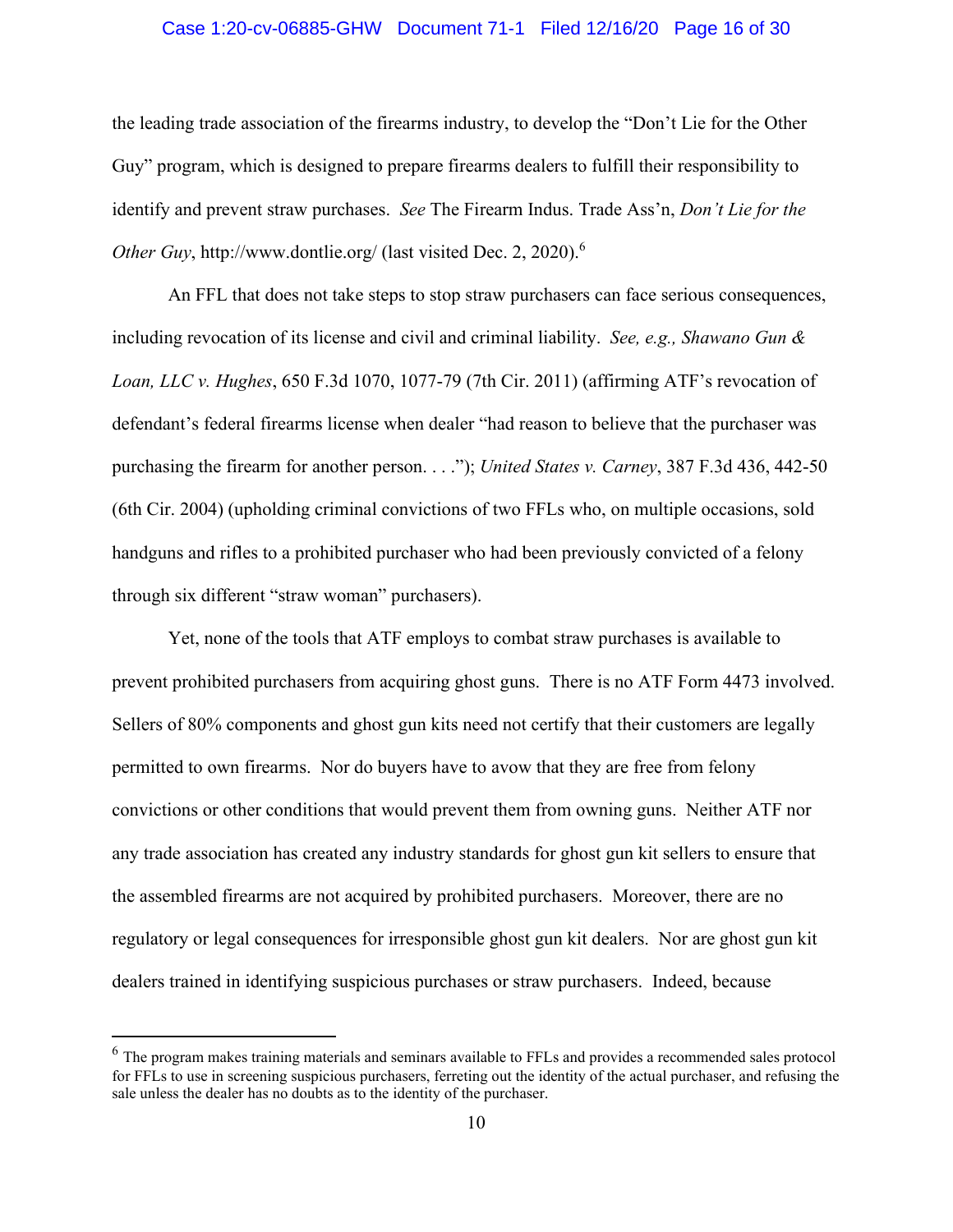the leading trade association of the firearms industry, to develop the "Don't Lie for the Other Guy" program, which is designed to prepare firearms dealers to fulfill their responsibility to identify and prevent straw purchases. *See* The Firearm Indus. Trade Ass'n, *Don't Lie for the Other Guy*, http://www.dontlie.org/ (last visited Dec. 2, 2020).[6]

An FFL that does not take steps to stop straw purchasers can face serious consequences, including revocation of its license and civil and criminal liability. *See, e.g., Shawano Gun & Loan, LLC v. Hughes*, 650 F.3d 1070, 1077-79 (7th Cir. 2011) (affirming ATF's revocation of defendant's federal firearms license when dealer "had reason to believe that the purchaser was purchasing the firearm for another person. . . ."); *United States v. Carney*, 387 F.3d 436, 442-50 (6th Cir. 2004) (upholding criminal convictions of two FFLs who, on multiple occasions, sold handguns and rifles to a prohibited purchaser who had been previously convicted of a felony through six different "straw woman" purchasers).

Yet, none of the tools that ATF employs to combat straw purchases is available to prevent prohibited purchasers from acquiring ghost guns. There is no ATF Form 4473 involved. Sellers of 80% components and ghost gun kits need not certify that their customers are legally permitted to own firearms. Nor do buyers have to avow that they are free from felony convictions or other conditions that would prevent them from owning guns. Neither ATF nor any trade association has created any industry standards for ghost gun kit sellers to ensure that the assembled firearms are not acquired by prohibited purchasers. Moreover, there are no regulatory or legal consequences for irresponsible ghost gun kit dealers. Nor are ghost gun kit dealers trained in identifying suspicious purchases or straw purchasers. Indeed, because

[6] The program makes training materials and seminars available to FFLs and provides a recommended sales protocol for FFLs to use in screening suspicious purchasers, ferreting out the identity of the actual purchaser, and refusing the sale unless the dealer has no doubts as to the identity of the purchaser.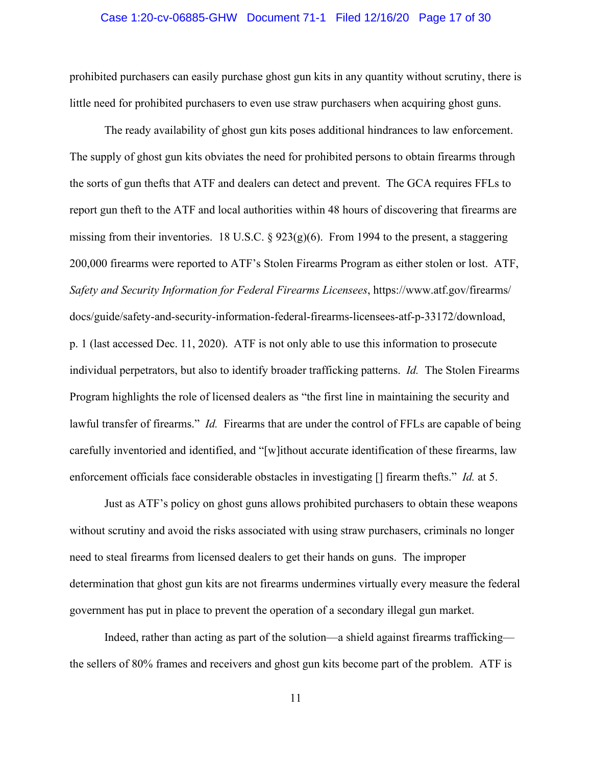prohibited purchasers can easily purchase ghost gun kits in any quantity without scrutiny, there is little need for prohibited purchasers to even use straw purchasers when acquiring ghost guns.

The ready availability of ghost gun kits poses additional hindrances to law enforcement. The supply of ghost gun kits obviates the need for prohibited persons to obtain firearms through the sorts of gun thefts that ATF and dealers can detect and prevent. The GCA requires FFLs to report gun theft to the ATF and local authorities within 48 hours of discovering that firearms are missing from their inventories. 18 U.S.C. § 923(g)(6). From 1994 to the present, a staggering 200,000 firearms were reported to ATF's Stolen Firearms Program as either stolen or lost. ATF, *Safety and Security Information for Federal Firearms Licensees*, https://www.atf.gov/firearms/docs/guide/safety-and-security-information-federal-firearms-licensees-atf-p-33172/download, p. 1 (last accessed Dec. 11, 2020). ATF is not only able to use this information to prosecute individual perpetrators, but also to identify broader trafficking patterns. *Id.* The Stolen Firearms Program highlights the role of licensed dealers as "the first line in maintaining the security and lawful transfer of firearms." *Id.* Firearms that are under the control of FFLs are capable of being carefully inventoried and identified, and "[w]ithout accurate identification of these firearms, law enforcement officials face considerable obstacles in investigating [] firearm thefts." *Id.* at 5.

Just as ATF's policy on ghost guns allows prohibited purchasers to obtain these weapons without scrutiny and avoid the risks associated with using straw purchasers, criminals no longer need to steal firearms from licensed dealers to get their hands on guns. The improper determination that ghost gun kits are not firearms undermines virtually every measure the federal government has put in place to prevent the operation of a secondary illegal gun market.

Indeed, rather than acting as part of the solution—a shield against firearms trafficking—the sellers of 80% frames and receivers and ghost gun kits become part of the problem. ATF is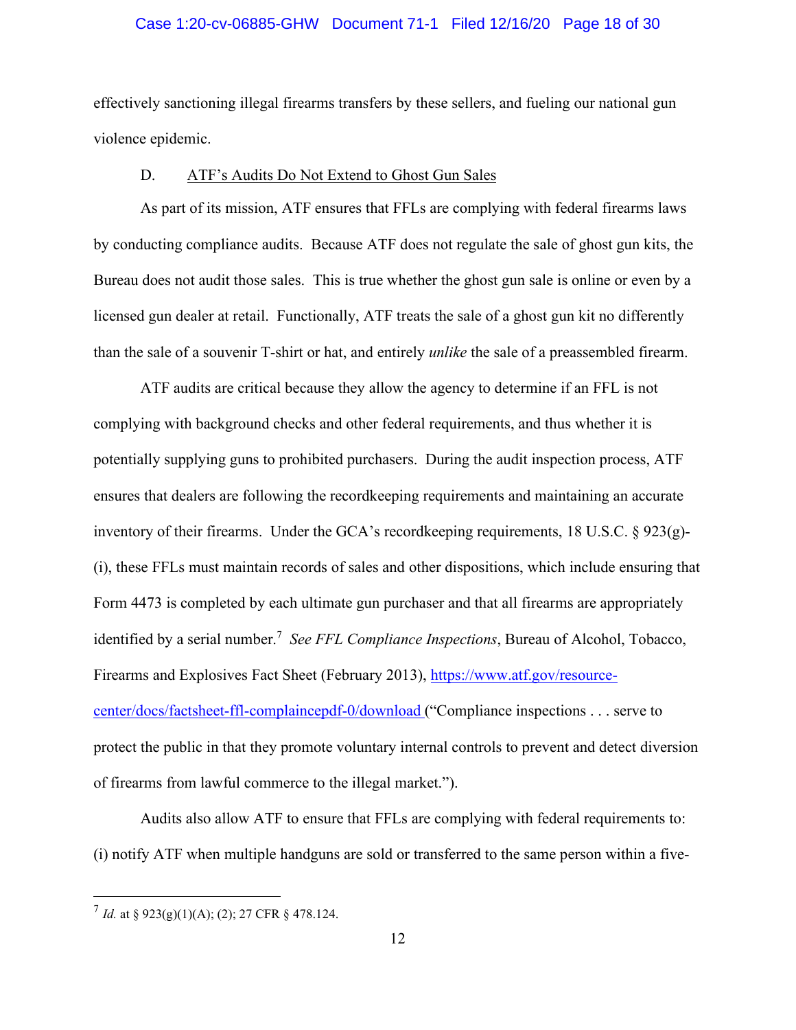effectively sanctioning illegal firearms transfers by these sellers, and fueling our national gun violence epidemic.

### D. ATF's Audits Do Not Extend to Ghost Gun Sales

As part of its mission, ATF ensures that FFLs are complying with federal firearms laws by conducting compliance audits. Because ATF does not regulate the sale of ghost gun kits, the Bureau does not audit those sales. This is true whether the ghost gun sale is online or even by a licensed gun dealer at retail. Functionally, ATF treats the sale of a ghost gun kit no differently than the sale of a souvenir T-shirt or hat, and entirely *unlike* the sale of a preassembled firearm.

ATF audits are critical because they allow the agency to determine if an FFL is not complying with background checks and other federal requirements, and thus whether it is potentially supplying guns to prohibited purchasers. During the audit inspection process, ATF ensures that dealers are following the recordkeeping requirements and maintaining an accurate inventory of their firearms. Under the GCA's recordkeeping requirements, 18 U.S.C. § 923(g)-(i), these FFLs must maintain records of sales and other dispositions, which include ensuring that Form 4473 is completed by each ultimate gun purchaser and that all firearms are appropriately identified by a serial number.[7] *See FFL Compliance Inspections*, Bureau of Alcohol, Tobacco, Firearms and Explosives Fact Sheet (February 2013), [https://www.atf.gov/resource-center/docs/factsheet-ffl-complaincepdf-0/download](https://www.atf.gov/resource-center/docs/factsheet-ffl-complaincepdf-0/download) ("Compliance inspections . . . serve to protect the public in that they promote voluntary internal controls to prevent and detect diversion of firearms from lawful commerce to the illegal market.").

Audits also allow ATF to ensure that FFLs are complying with federal requirements to: (i) notify ATF when multiple handguns are sold or transferred to the same person within a five-

---

[7] *Id.* at § 923(g)(1)(A); (2); 27 CFR § 478.124.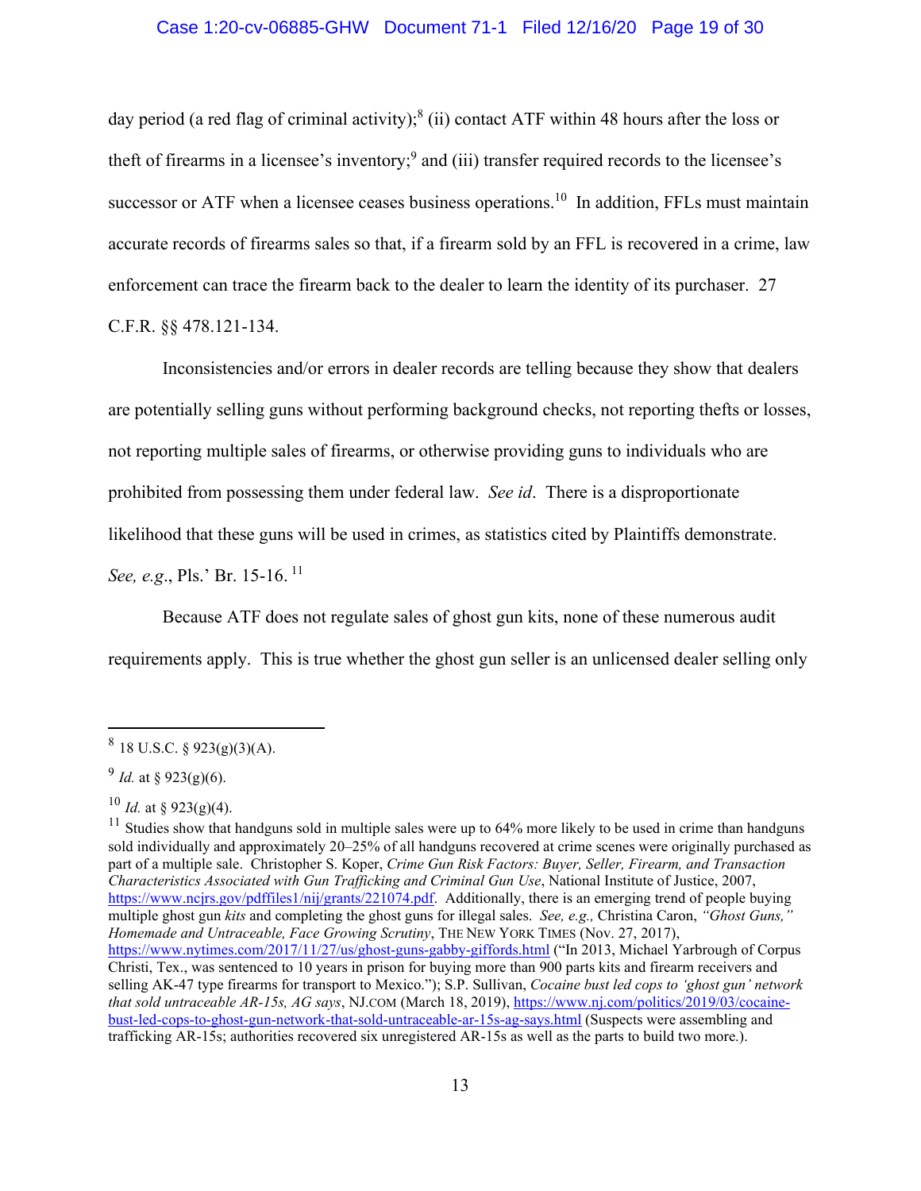day period (a red flag of criminal activity);[8] (ii) contact ATF within 48 hours after the loss or theft of firearms in a licensee's inventory;[9] and (iii) transfer required records to the licensee's successor or ATF when a licensee ceases business operations.[10] In addition, FFLs must maintain accurate records of firearms sales so that, if a firearm sold by an FFL is recovered in a crime, law enforcement can trace the firearm back to the dealer to learn the identity of its purchaser. 27 C.F.R. §§ 478.121-134.

Inconsistencies and/or errors in dealer records are telling because they show that dealers are potentially selling guns without performing background checks, not reporting thefts or losses, not reporting multiple sales of firearms, or otherwise providing guns to individuals who are prohibited from possessing them under federal law. *See id*. There is a disproportionate likelihood that these guns will be used in crimes, as statistics cited by Plaintiffs demonstrate. *See, e.g.*, Pls.' Br. 15-16.[11]

Because ATF does not regulate sales of ghost gun kits, none of these numerous audit requirements apply. This is true whether the ghost gun seller is an unlicensed dealer selling only

---

[8] 18 U.S.C. § 923(g)(3)(A).

[9] *Id.* at § 923(g)(6).

[10] *Id.* at § 923(g)(4).

[11] Studies show that handguns sold in multiple sales were up to 64% more likely to be used in crime than handguns sold individually and approximately 20–25% of all handguns recovered at crime scenes were originally purchased as part of a multiple sale. Christopher S. Koper, *Crime Gun Risk Factors: Buyer, Seller, Firearm, and Transaction Characteristics Associated with Gun Trafficking and Criminal Gun Use*, National Institute of Justice, 2007, https://www.ncjrs.gov/pdffiles1/nij/grants/221074.pdf. Additionally, there is an emerging trend of people buying multiple ghost gun *kits* and completing the ghost guns for illegal sales. *See, e.g.,* Christina Caron, *"Ghost Guns," Homemade and Untraceable, Face Growing Scrutiny*, THE NEW YORK TIMES (Nov. 27, 2017), https://www.nytimes.com/2017/11/27/us/ghost-guns-gabby-giffords.html ("In 2013, Michael Yarbrough of Corpus Christi, Tex., was sentenced to 10 years in prison for buying more than 900 parts kits and firearm receivers and selling AK-47 type firearms for transport to Mexico."); S.P. Sullivan, *Cocaine bust led cops to 'ghost gun' network that sold untraceable AR-15s, AG says*, NJ.COM (March 18, 2019), https://www.nj.com/politics/2019/03/cocaine-bust-led-cops-to-ghost-gun-network-that-sold-untraceable-ar-15s-ag-says.html (Suspects were assembling and trafficking AR-15s; authorities recovered six unregistered AR-15s as well as the parts to build two more.).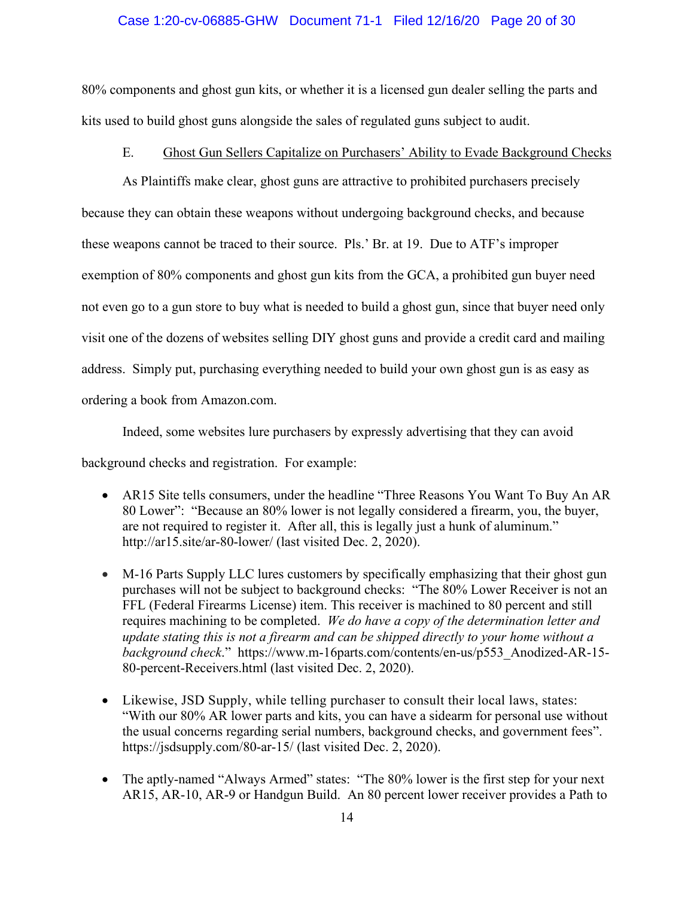80% components and ghost gun kits, or whether it is a licensed gun dealer selling the parts and kits used to build ghost guns alongside the sales of regulated guns subject to audit.

E. Ghost Gun Sellers Capitalize on Purchasers' Ability to Evade Background Checks

As Plaintiffs make clear, ghost guns are attractive to prohibited purchasers precisely because they can obtain these weapons without undergoing background checks, and because these weapons cannot be traced to their source. Pls.' Br. at 19. Due to ATF's improper exemption of 80% components and ghost gun kits from the GCA, a prohibited gun buyer need not even go to a gun store to buy what is needed to build a ghost gun, since that buyer need only visit one of the dozens of websites selling DIY ghost guns and provide a credit card and mailing address. Simply put, purchasing everything needed to build your own ghost gun is as easy as ordering a book from Amazon.com.

Indeed, some websites lure purchasers by expressly advertising that they can avoid background checks and registration. For example:

- AR15 Site tells consumers, under the headline "Three Reasons You Want To Buy An AR 80 Lower": "Because an 80% lower is not legally considered a firearm, you, the buyer, are not required to register it. After all, this is legally just a hunk of aluminum." http://ar15.site/ar-80-lower/ (last visited Dec. 2, 2020).

- M-16 Parts Supply LLC lures customers by specifically emphasizing that their ghost gun purchases will not be subject to background checks: "The 80% Lower Receiver is not an FFL (Federal Firearms License) item. This receiver is machined to 80 percent and still requires machining to be completed. *We do have a copy of the determination letter and update stating this is not a firearm and can be shipped directly to your home without a background check*." https://www.m-16parts.com/contents/en-us/p553_Anodized-AR-15-80-percent-Receivers.html (last visited Dec. 2, 2020).

- Likewise, JSD Supply, while telling purchaser to consult their local laws, states: "With our 80% AR lower parts and kits, you can have a sidearm for personal use without the usual concerns regarding serial numbers, background checks, and government fees". https://jsdsupply.com/80-ar-15/ (last visited Dec. 2, 2020).

- The aptly-named "Always Armed" states: "The 80% lower is the first step for your next AR15, AR-10, AR-9 or Handgun Build. An 80 percent lower receiver provides a Path to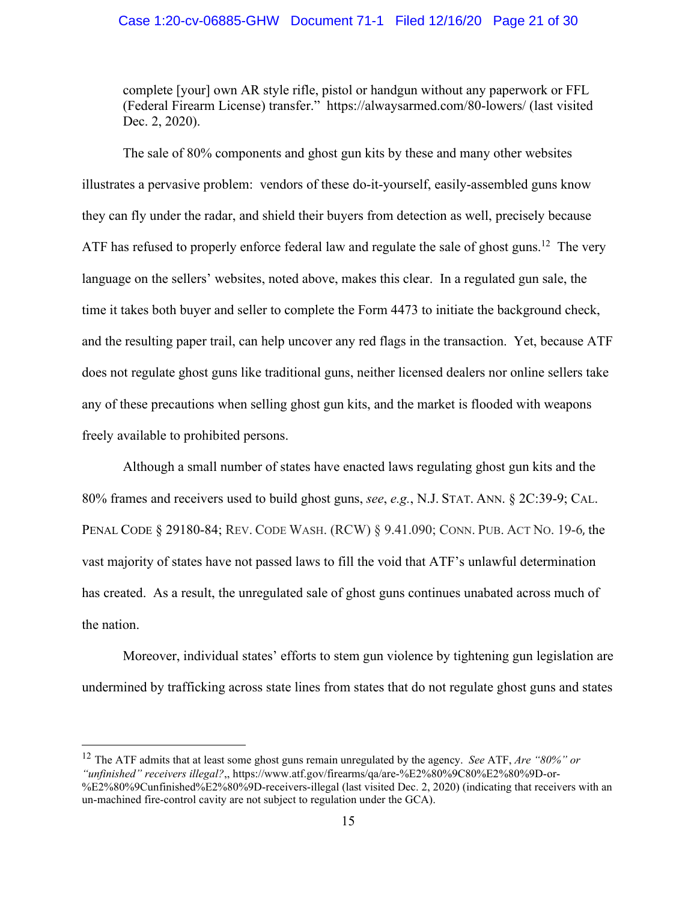complete [your] own AR style rifle, pistol or handgun without any paperwork or FFL (Federal Firearm License) transfer." https://alwaysarmed.com/80-lowers/ (last visited Dec. 2, 2020).

The sale of 80% components and ghost gun kits by these and many other websites illustrates a pervasive problem: vendors of these do-it-yourself, easily-assembled guns know they can fly under the radar, and shield their buyers from detection as well, precisely because ATF has refused to properly enforce federal law and regulate the sale of ghost guns.[12] The very language on the sellers' websites, noted above, makes this clear. In a regulated gun sale, the time it takes both buyer and seller to complete the Form 4473 to initiate the background check, and the resulting paper trail, can help uncover any red flags in the transaction. Yet, because ATF does not regulate ghost guns like traditional guns, neither licensed dealers nor online sellers take any of these precautions when selling ghost gun kits, and the market is flooded with weapons freely available to prohibited persons.

Although a small number of states have enacted laws regulating ghost gun kits and the 80% frames and receivers used to build ghost guns, *see*, *e.g.*, N.J. STAT. ANN. § 2C:39-9; CAL. PENAL CODE § 29180-84; REV. CODE WASH. (RCW) § 9.41.090; CONN. PUB. ACT NO. 19-6, the vast majority of states have not passed laws to fill the void that ATF's unlawful determination has created. As a result, the unregulated sale of ghost guns continues unabated across much of the nation.

Moreover, individual states' efforts to stem gun violence by tightening gun legislation are undermined by trafficking across state lines from states that do not regulate ghost guns and states

---

[12] The ATF admits that at least some ghost guns remain unregulated by the agency. *See* ATF, *Are "80%" or "unfinished" receivers illegal?*,, https://www.atf.gov/firearms/qa/are-%E2%80%9C80%E2%80%9D-or-%E2%80%9Cunfinished%E2%80%9D-receivers-illegal (last visited Dec. 2, 2020) (indicating that receivers with an un-machined fire-control cavity are not subject to regulation under the GCA).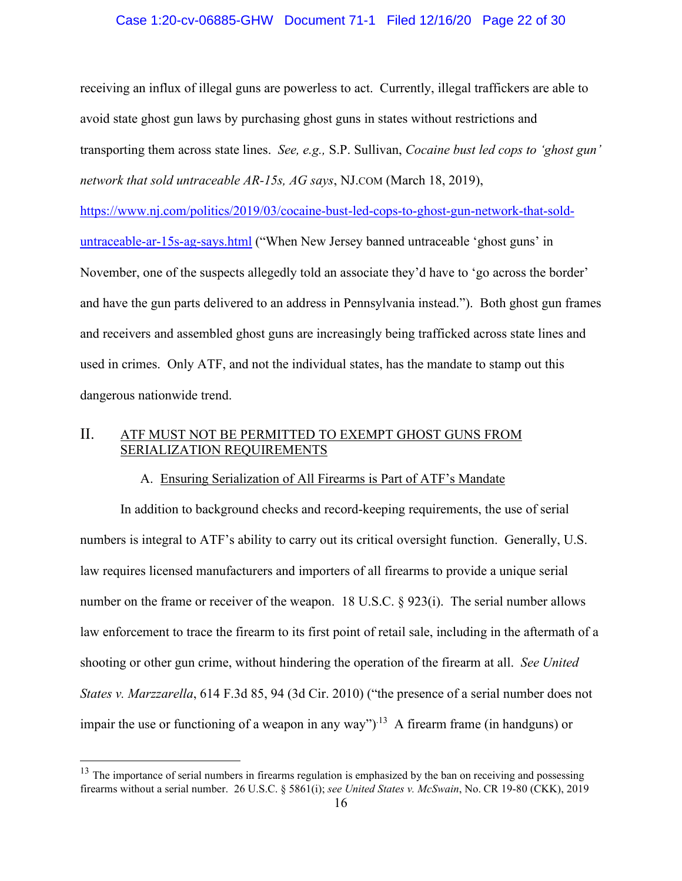receiving an influx of illegal guns are powerless to act. Currently, illegal traffickers are able to avoid state ghost gun laws by purchasing ghost guns in states without restrictions and transporting them across state lines. *See, e.g.,* S.P. Sullivan, *Cocaine bust led cops to 'ghost gun' network that sold untraceable AR-15s, AG says*, NJ.COM (March 18, 2019), https://www.nj.com/politics/2019/03/cocaine-bust-led-cops-to-ghost-gun-network-that-sold-untraceable-ar-15s-ag-says.html ("When New Jersey banned untraceable 'ghost guns' in November, one of the suspects allegedly told an associate they'd have to 'go across the border' and have the gun parts delivered to an address in Pennsylvania instead."). Both ghost gun frames and receivers and assembled ghost guns are increasingly being trafficked across state lines and used in crimes. Only ATF, and not the individual states, has the mandate to stamp out this dangerous nationwide trend.

## II. ATF MUST NOT BE PERMITTED TO EXEMPT GHOST GUNS FROM SERIALIZATION REQUIREMENTS

### A. Ensuring Serialization of All Firearms is Part of ATF's Mandate

In addition to background checks and record-keeping requirements, the use of serial numbers is integral to ATF's ability to carry out its critical oversight function. Generally, U.S. law requires licensed manufacturers and importers of all firearms to provide a unique serial number on the frame or receiver of the weapon. 18 U.S.C. § 923(i). The serial number allows law enforcement to trace the firearm to its first point of retail sale, including in the aftermath of a shooting or other gun crime, without hindering the operation of the firearm at all. *See United States v. Marzzarella*, 614 F.3d 85, 94 (3d Cir. 2010) ("the presence of a serial number does not impair the use or functioning of a weapon in any way").[13] A firearm frame (in handguns) or

[13] The importance of serial numbers in firearms regulation is emphasized by the ban on receiving and possessing firearms without a serial number. 26 U.S.C. § 5861(i); *see United States v. McSwain*, No. CR 19-80 (CKK), 2019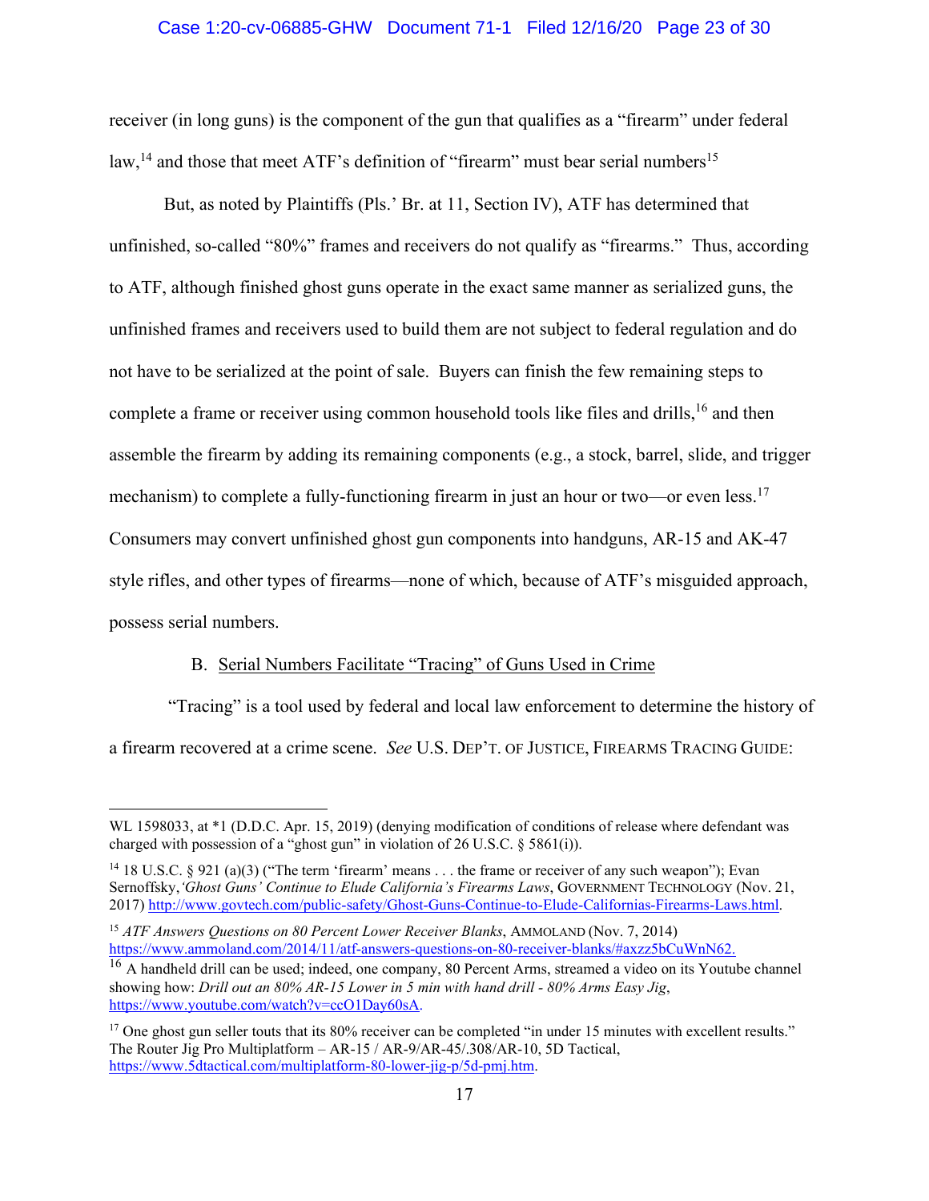receiver (in long guns) is the component of the gun that qualifies as a "firearm" under federal law,[14] and those that meet ATF's definition of "firearm" must bear serial numbers[15]

But, as noted by Plaintiffs (Pls.' Br. at 11, Section IV), ATF has determined that unfinished, so-called "80%" frames and receivers do not qualify as "firearms." Thus, according to ATF, although finished ghost guns operate in the exact same manner as serialized guns, the unfinished frames and receivers used to build them are not subject to federal regulation and do not have to be serialized at the point of sale. Buyers can finish the few remaining steps to complete a frame or receiver using common household tools like files and drills,[16] and then assemble the firearm by adding its remaining components (e.g., a stock, barrel, slide, and trigger mechanism) to complete a fully-functioning firearm in just an hour or two—or even less.[17] Consumers may convert unfinished ghost gun components into handguns, AR-15 and AK-47 style rifles, and other types of firearms—none of which, because of ATF's misguided approach, possess serial numbers.

B. Serial Numbers Facilitate "Tracing" of Guns Used in Crime

"Tracing" is a tool used by federal and local law enforcement to determine the history of a firearm recovered at a crime scene. *See* U.S. DEP'T. OF JUSTICE, FIREARMS TRACING GUIDE:

---

WL 1598033, at *1 (D.D.C. Apr. 15, 2019) (denying modification of conditions of release where defendant was charged with possession of a "ghost gun" in violation of 26 U.S.C. § 5861(i)).

[14] 18 U.S.C. § 921 (a)(3) ("The term 'firearm' means . . . the frame or receiver of any such weapon"); Evan Sernoffsky, *'Ghost Guns' Continue to Elude California's Firearms Laws*, GOVERNMENT TECHNOLOGY (Nov. 21, 2017) http://www.govtech.com/public-safety/Ghost-Guns-Continue-to-Elude-Californias-Firearms-Laws.html.

[15] *ATF Answers Questions on 80 Percent Lower Receiver Blanks*, AMMOLAND (Nov. 7, 2014) https://www.ammoland.com/2014/11/atf-answers-questions-on-80-receiver-blanks/#axzz5bCuWnN62.

[16] A handheld drill can be used; indeed, one company, 80 Percent Arms, streamed a video on its Youtube channel showing how: *Drill out an 80% AR-15 Lower in 5 min with hand drill - 80% Arms Easy Jig*, https://www.youtube.com/watch?v=ccO1Day60sA.

[17] One ghost gun seller touts that its 80% receiver can be completed "in under 15 minutes with excellent results." The Router Jig Pro Multiplatform – AR-15 / AR-9/AR-45/.308/AR-10, 5D Tactical, https://www.5dtactical.com/multiplatform-80-lower-jig-p/5d-pmj.htm.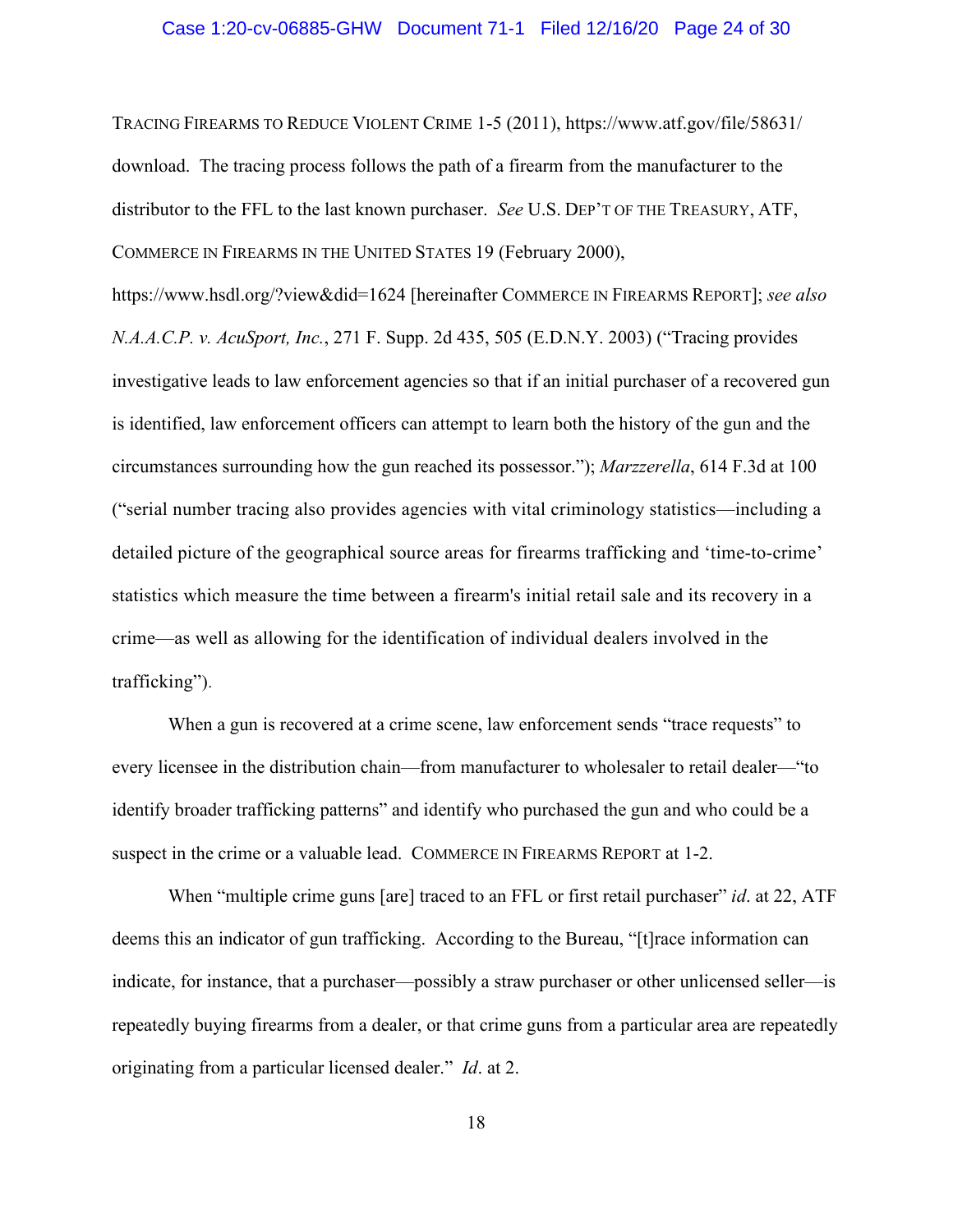TRACING FIREARMS TO REDUCE VIOLENT CRIME 1-5 (2011), https://www.atf.gov/file/58631/download. The tracing process follows the path of a firearm from the manufacturer to the distributor to the FFL to the last known purchaser. *See* U.S. DEP'T OF THE TREASURY, ATF, COMMERCE IN FIREARMS IN THE UNITED STATES 19 (February 2000), https://www.hsdl.org/?view&did=1624 [hereinafter COMMERCE IN FIREARMS REPORT]; *see also N.A.A.C.P. v. AcuSport, Inc.*, 271 F. Supp. 2d 435, 505 (E.D.N.Y. 2003) ("Tracing provides investigative leads to law enforcement agencies so that if an initial purchaser of a recovered gun is identified, law enforcement officers can attempt to learn both the history of the gun and the circumstances surrounding how the gun reached its possessor."); *Marzzerella*, 614 F.3d at 100 ("serial number tracing also provides agencies with vital criminology statistics—including a detailed picture of the geographical source areas for firearms trafficking and 'time-to-crime' statistics which measure the time between a firearm's initial retail sale and its recovery in a crime—as well as allowing for the identification of individual dealers involved in the trafficking").

When a gun is recovered at a crime scene, law enforcement sends "trace requests" to every licensee in the distribution chain—from manufacturer to wholesaler to retail dealer—"to identify broader trafficking patterns" and identify who purchased the gun and who could be a suspect in the crime or a valuable lead. COMMERCE IN FIREARMS REPORT at 1-2.

When "multiple crime guns [are] traced to an FFL or first retail purchaser" *id*. at 22, ATF deems this an indicator of gun trafficking. According to the Bureau, "[t]race information can indicate, for instance, that a purchaser—possibly a straw purchaser or other unlicensed seller—is repeatedly buying firearms from a dealer, or that crime guns from a particular area are repeatedly originating from a particular licensed dealer." *Id*. at 2.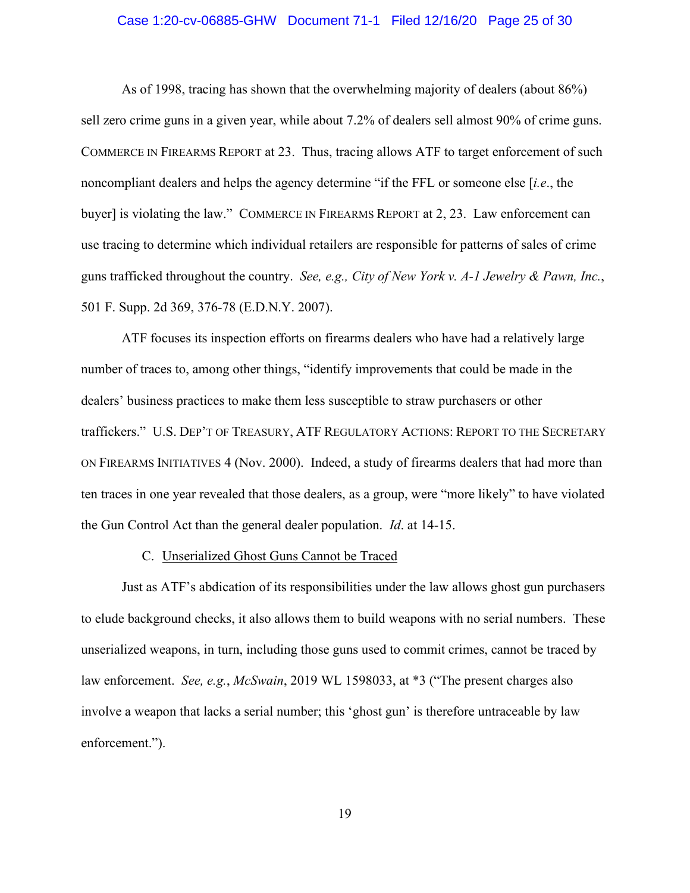As of 1998, tracing has shown that the overwhelming majority of dealers (about 86%) sell zero crime guns in a given year, while about 7.2% of dealers sell almost 90% of crime guns. COMMERCE IN FIREARMS REPORT at 23. Thus, tracing allows ATF to target enforcement of such noncompliant dealers and helps the agency determine "if the FFL or someone else [*i.e*., the buyer] is violating the law." COMMERCE IN FIREARMS REPORT at 2, 23. Law enforcement can use tracing to determine which individual retailers are responsible for patterns of sales of crime guns trafficked throughout the country. *See, e.g., City of New York v. A-1 Jewelry & Pawn, Inc.*, 501 F. Supp. 2d 369, 376-78 (E.D.N.Y. 2007).

ATF focuses its inspection efforts on firearms dealers who have had a relatively large number of traces to, among other things, "identify improvements that could be made in the dealers' business practices to make them less susceptible to straw purchasers or other traffickers." U.S. DEP'T OF TREASURY, ATF REGULATORY ACTIONS: REPORT TO THE SECRETARY ON FIREARMS INITIATIVES 4 (Nov. 2000). Indeed, a study of firearms dealers that had more than ten traces in one year revealed that those dealers, as a group, were "more likely" to have violated the Gun Control Act than the general dealer population. *Id*. at 14-15.

C. Unserialized Ghost Guns Cannot be Traced

Just as ATF's abdication of its responsibilities under the law allows ghost gun purchasers to elude background checks, it also allows them to build weapons with no serial numbers. These unserialized weapons, in turn, including those guns used to commit crimes, cannot be traced by law enforcement. *See, e.g.*, *McSwain*, 2019 WL 1598033, at *3 ("The present charges also involve a weapon that lacks a serial number; this 'ghost gun' is therefore untraceable by law enforcement.").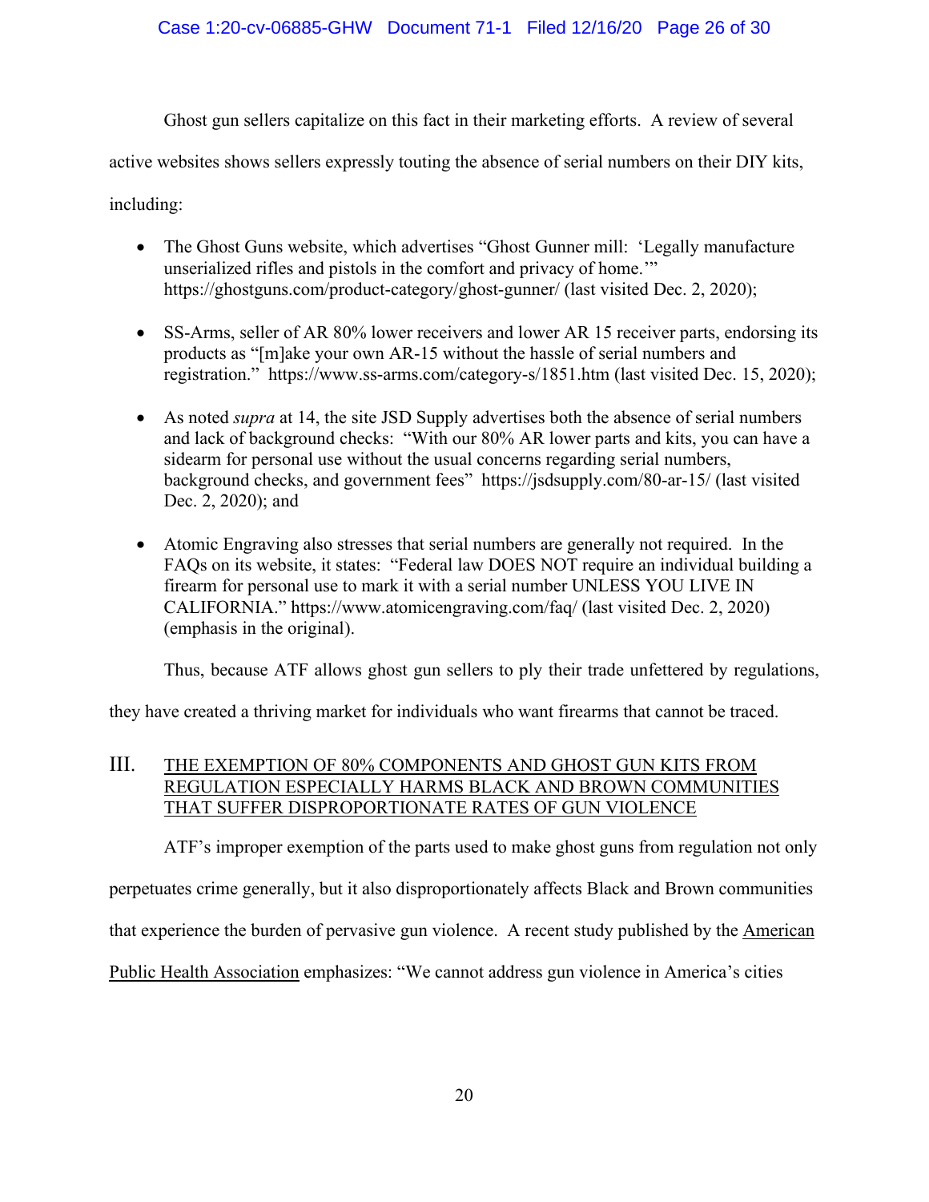Ghost gun sellers capitalize on this fact in their marketing efforts. A review of several active websites shows sellers expressly touting the absence of serial numbers on their DIY kits, including:

- The Ghost Guns website, which advertises "Ghost Gunner mill: 'Legally manufacture unserialized rifles and pistols in the comfort and privacy of home.'" https://ghostguns.com/product-category/ghost-gunner/ (last visited Dec. 2, 2020);

- SS-Arms, seller of AR 80% lower receivers and lower AR 15 receiver parts, endorsing its products as "[m]ake your own AR-15 without the hassle of serial numbers and registration." https://www.ss-arms.com/category-s/1851.htm (last visited Dec. 15, 2020);

- As noted *supra* at 14, the site JSD Supply advertises both the absence of serial numbers and lack of background checks: "With our 80% AR lower parts and kits, you can have a sidearm for personal use without the usual concerns regarding serial numbers, background checks, and government fees" https://jsdsupply.com/80-ar-15/ (last visited Dec. 2, 2020); and

- Atomic Engraving also stresses that serial numbers are generally not required. In the FAQs on its website, it states: "Federal law DOES NOT require an individual building a firearm for personal use to mark it with a serial number UNLESS YOU LIVE IN CALIFORNIA." https://www.atomicengraving.com/faq/ (last visited Dec. 2, 2020) (emphasis in the original).

Thus, because ATF allows ghost gun sellers to ply their trade unfettered by regulations, they have created a thriving market for individuals who want firearms that cannot be traced.

## III. THE EXEMPTION OF 80% COMPONENTS AND GHOST GUN KITS FROM REGULATION ESPECIALLY HARMS BLACK AND BROWN COMMUNITIES THAT SUFFER DISPROPORTIONATE RATES OF GUN VIOLENCE

ATF's improper exemption of the parts used to make ghost guns from regulation not only perpetuates crime generally, but it also disproportionately affects Black and Brown communities that experience the burden of pervasive gun violence. A recent study published by the American Public Health Association emphasizes: "We cannot address gun violence in America's cities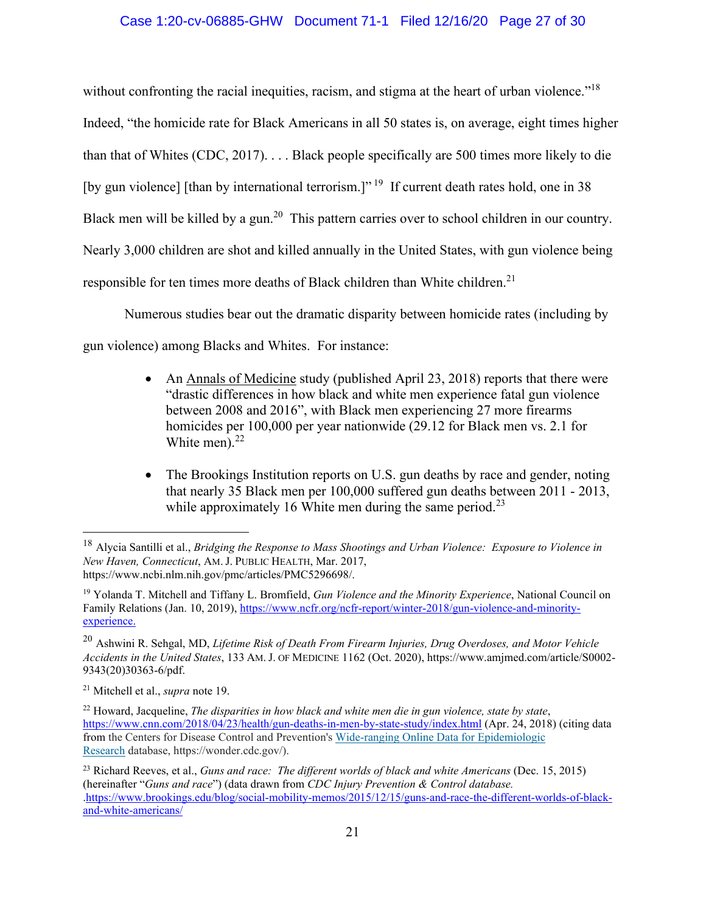without confronting the racial inequities, racism, and stigma at the heart of urban violence."[18] Indeed, "the homicide rate for Black Americans in all 50 states is, on average, eight times higher than that of Whites (CDC, 2017). . . . Black people specifically are 500 times more likely to die [by gun violence] [than by international terrorism.]"[19] If current death rates hold, one in 38 Black men will be killed by a gun.[20] This pattern carries over to school children in our country. Nearly 3,000 children are shot and killed annually in the United States, with gun violence being responsible for ten times more deaths of Black children than White children.[21]

Numerous studies bear out the dramatic disparity between homicide rates (including by gun violence) among Blacks and Whites. For instance:

- An Annals of Medicine study (published April 23, 2018) reports that there were "drastic differences in how black and white men experience fatal gun violence between 2008 and 2016", with Black men experiencing 27 more firearms homicides per 100,000 per year nationwide (29.12 for Black men vs. 2.1 for White men).[22]

- The Brookings Institution reports on U.S. gun deaths by race and gender, noting that nearly 35 Black men per 100,000 suffered gun deaths between 2011 - 2013, while approximately 16 White men during the same period.[23]

---

[18] Alycia Santilli et al., *Bridging the Response to Mass Shootings and Urban Violence: Exposure to Violence in New Haven, Connecticut*, AM. J. PUBLIC HEALTH, Mar. 2017, https://www.ncbi.nlm.nih.gov/pmc/articles/PMC5296698/.

[19] Yolanda T. Mitchell and Tiffany L. Bromfield, *Gun Violence and the Minority Experience*, National Council on Family Relations (Jan. 10, 2019), https://www.ncfr.org/ncfr-report/winter-2018/gun-violence-and-minority-experience.

[20] Ashwini R. Sehgal, MD, *Lifetime Risk of Death From Firearm Injuries, Drug Overdoses, and Motor Vehicle Accidents in the United States*, 133 AM. J. OF MEDICINE 1162 (Oct. 2020), https://www.amjmed.com/article/S0002-9343(20)30363-6/pdf.

[21] Mitchell et al., *supra* note 19.

[22] Howard, Jacqueline, *The disparities in how black and white men die in gun violence, state by state*, https://www.cnn.com/2018/04/23/health/gun-deaths-in-men-by-state-study/index.html (Apr. 24, 2018) (citing data from the Centers for Disease Control and Prevention's Wide-ranging Online Data for Epidemiologic Research database, https://wonder.cdc.gov/).

[23] Richard Reeves, et al., *Guns and race: The different worlds of black and white Americans* (Dec. 15, 2015) (hereinafter "*Guns and race*") (data drawn from *CDC Injury Prevention & Control database.* .https://www.brookings.edu/blog/social-mobility-memos/2015/12/15/guns-and-race-the-different-worlds-of-black-and-white-americans/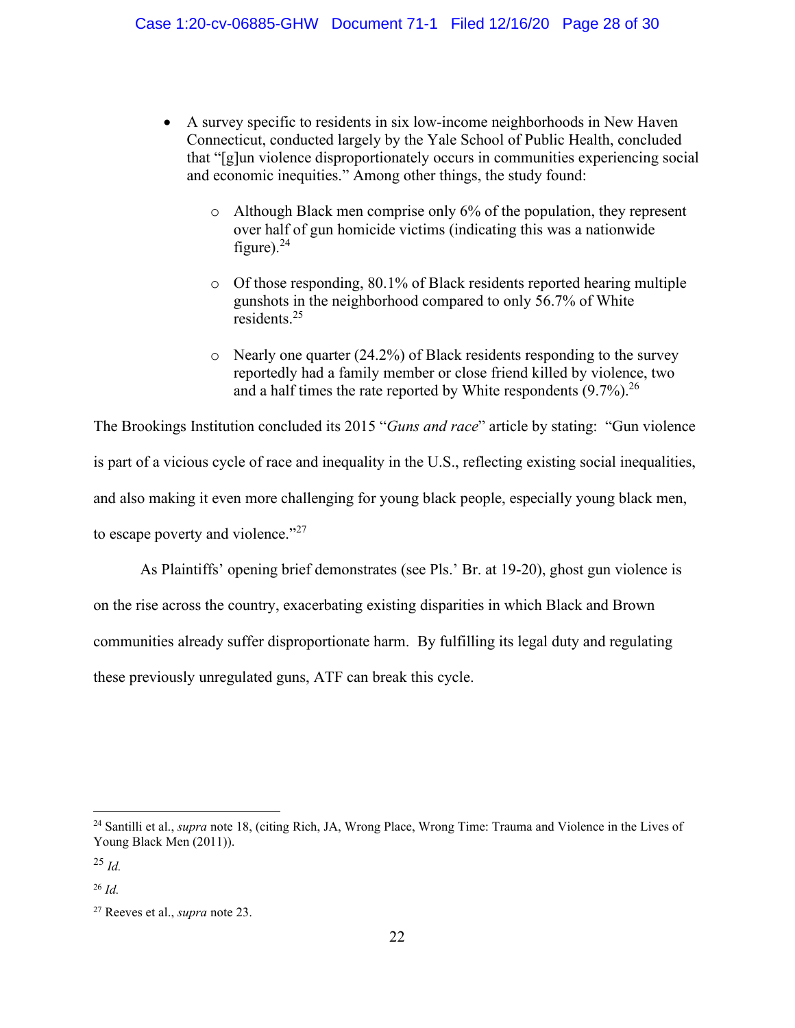- A survey specific to residents in six low-income neighborhoods in New Haven Connecticut, conducted largely by the Yale School of Public Health, concluded that "[g]un violence disproportionately occurs in communities experiencing social and economic inequities." Among other things, the study found:
  - Although Black men comprise only 6% of the population, they represent over half of gun homicide victims (indicating this was a nationwide figure).[24]
  - Of those responding, 80.1% of Black residents reported hearing multiple gunshots in the neighborhood compared to only 56.7% of White residents.[25]
  - Nearly one quarter (24.2%) of Black residents responding to the survey reportedly had a family member or close friend killed by violence, two and a half times the rate reported by White respondents (9.7%).[26]

The Brookings Institution concluded its 2015 "*Guns and race*" article by stating: "Gun violence is part of a vicious cycle of race and inequality in the U.S., reflecting existing social inequalities, and also making it even more challenging for young black people, especially young black men, to escape poverty and violence."[27]

As Plaintiffs' opening brief demonstrates (see Pls.' Br. at 19-20), ghost gun violence is on the rise across the country, exacerbating existing disparities in which Black and Brown communities already suffer disproportionate harm. By fulfilling its legal duty and regulating these previously unregulated guns, ATF can break this cycle.

---

[24] Santilli et al., *supra* note 18, (citing Rich, JA, Wrong Place, Wrong Time: Trauma and Violence in the Lives of Young Black Men (2011)).

[25] *Id.*

[26] *Id.*

[27] Reeves et al., *supra* note 23.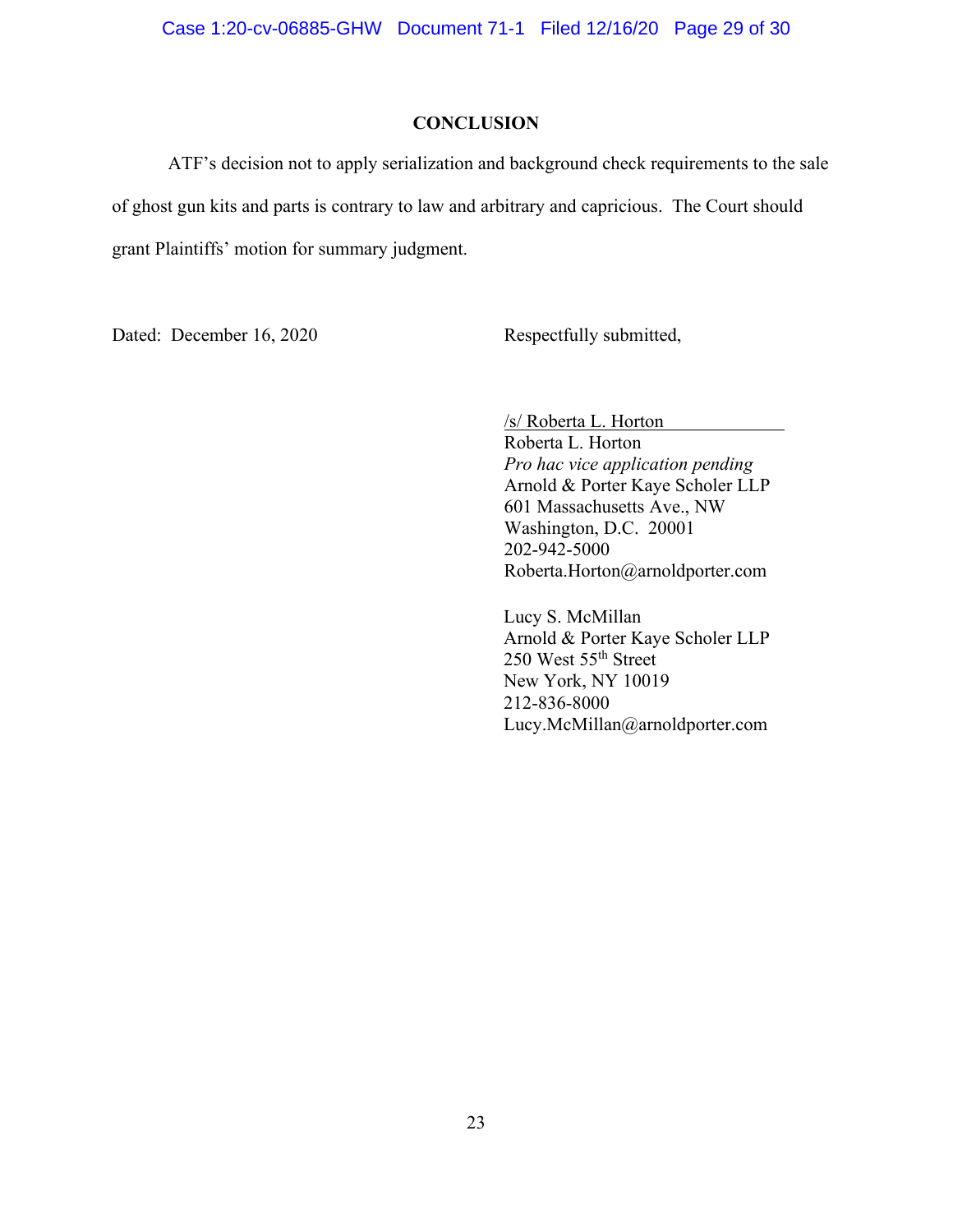## CONCLUSION

ATF's decision not to apply serialization and background check requirements to the sale of ghost gun kits and parts is contrary to law and arbitrary and capricious. The Court should grant Plaintiffs' motion for summary judgment.

Dated: December 16, 2020

Respectfully submitted,

/s/ Roberta L. Horton
Roberta L. Horton
*Pro hac vice application pending*
Arnold & Porter Kaye Scholer LLP
601 Massachusetts Ave., NW
Washington, D.C. 20001
202-942-5000
Roberta.Horton@arnoldporter.com

Lucy S. McMillan
Arnold & Porter Kaye Scholer LLP
250 West 55th Street
New York, NY 10019
212-836-8000
Lucy.McMillan@arnoldporter.com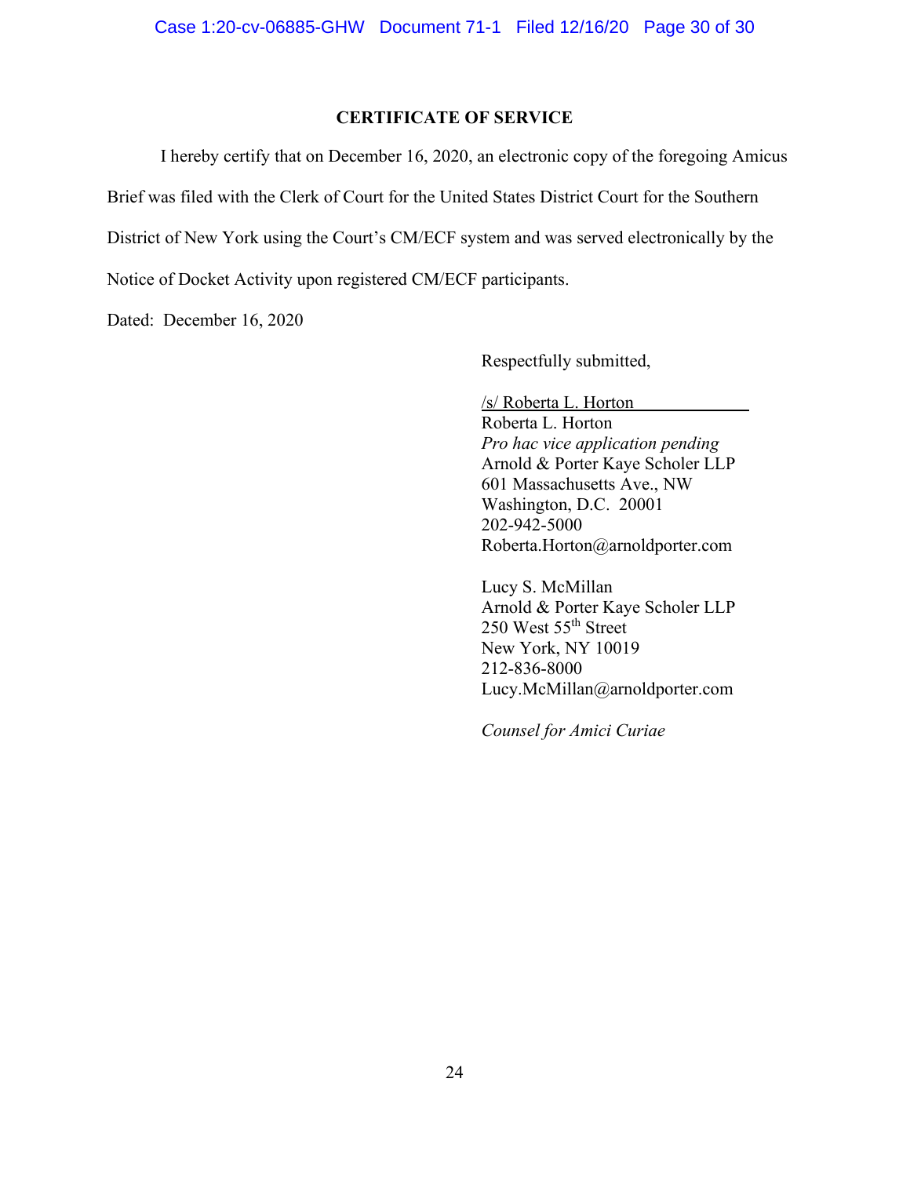**CERTIFICATE OF SERVICE**

I hereby certify that on December 16, 2020, an electronic copy of the foregoing Amicus Brief was filed with the Clerk of Court for the United States District Court for the Southern District of New York using the Court's CM/ECF system and was served electronically by the Notice of Docket Activity upon registered CM/ECF participants.

Dated: December 16, 2020

Respectfully submitted,

/s/ Roberta L. Horton
Roberta L. Horton
*Pro hac vice application pending*
Arnold & Porter Kaye Scholer LLP
601 Massachusetts Ave., NW
Washington, D.C. 20001
202-942-5000
Roberta.Horton@arnoldporter.com

Lucy S. McMillan
Arnold & Porter Kaye Scholer LLP
250 West 55th Street
New York, NY 10019
212-836-8000
Lucy.McMillan@arnoldporter.com

*Counsel for Amici Curiae*